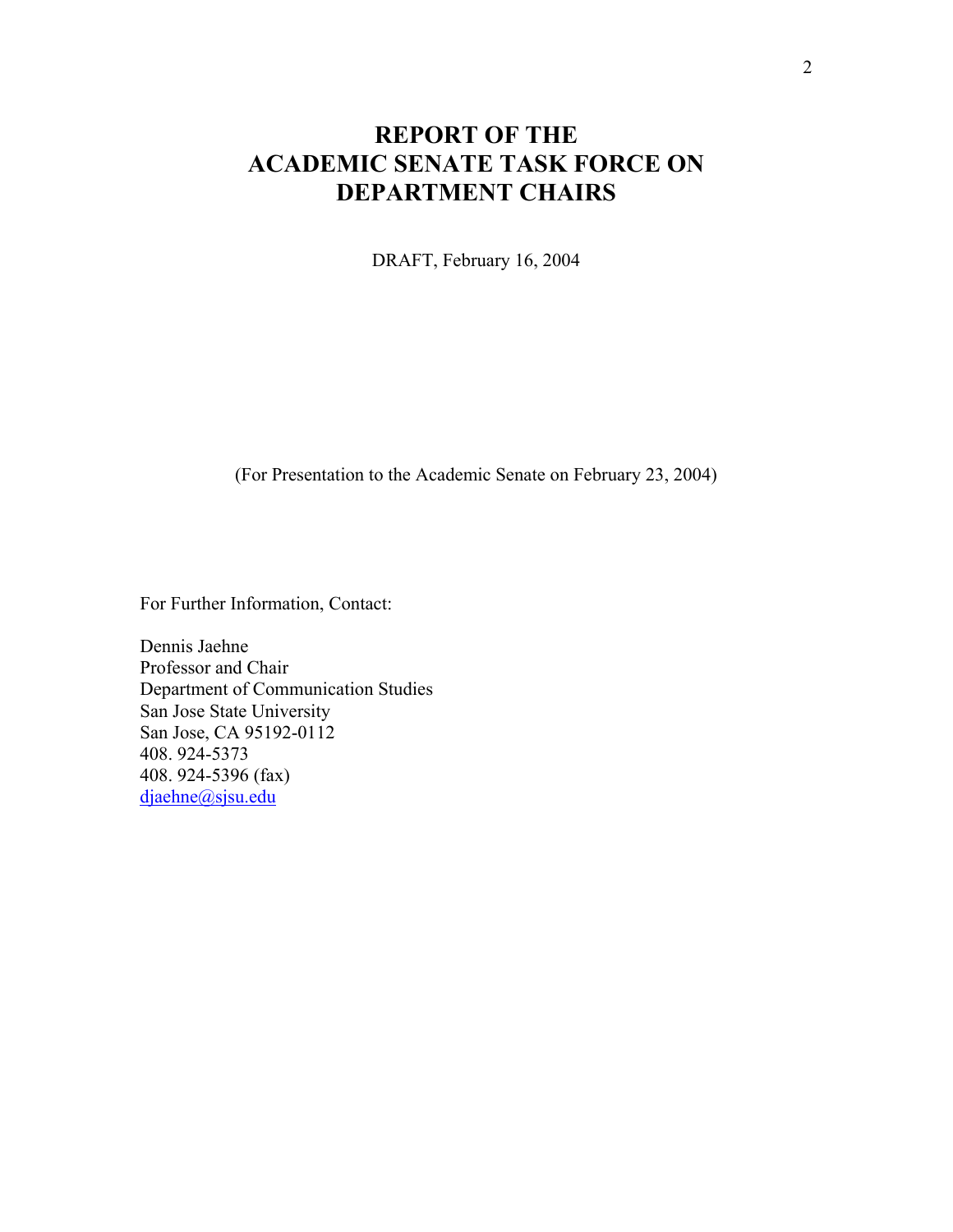# REPORT OF THE ACADEMIC SENATE TASK FORCE ON DEPARTMENT CHAIRS

DRAFT, February 16, 2004

(For Presentation to the Academic Senate on February 23, 2004)

For Further Information, Contact:

Dennis Jaehne
Professor and Chair
Department of Communication Studies
San Jose State University
San Jose, CA 95192-0112
408. 924-5373
408. 924-5396 (fax)
djaehne@sjsu.edu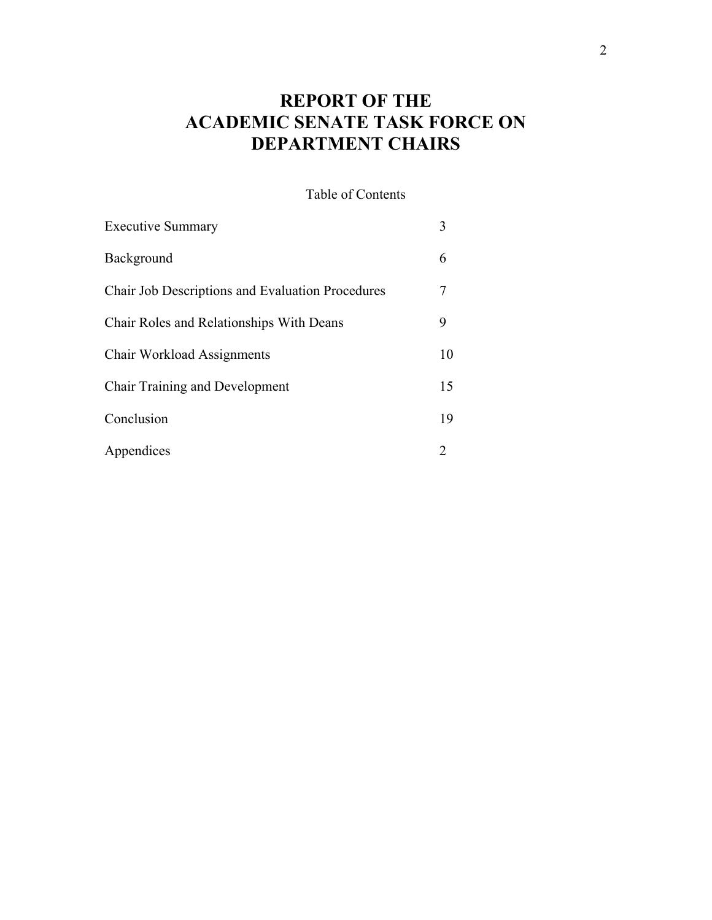# REPORT OF THE ACADEMIC SENATE TASK FORCE ON DEPARTMENT CHAIRS

Table of Contents

| | |
|---|---|
| Executive Summary | 3 |
| Background | 6 |
| Chair Job Descriptions and Evaluation Procedures | 7 |
| Chair Roles and Relationships With Deans | 9 |
| Chair Workload Assignments | 10 |
| Chair Training and Development | 15 |
| Conclusion | 19 |
| Appendices | 2 |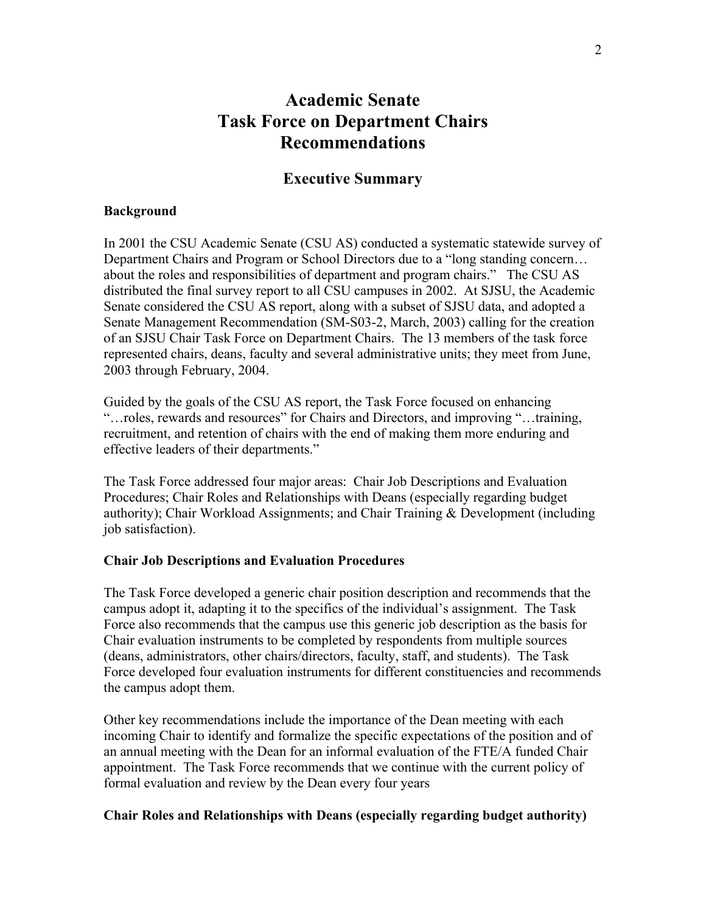# Academic Senate
# Task Force on Department Chairs
# Recommendations

## Executive Summary

### Background

In 2001 the CSU Academic Senate (CSU AS) conducted a systematic statewide survey of Department Chairs and Program or School Directors due to a "long standing concern… about the roles and responsibilities of department and program chairs." The CSU AS distributed the final survey report to all CSU campuses in 2002. At SJSU, the Academic Senate considered the CSU AS report, along with a subset of SJSU data, and adopted a Senate Management Recommendation (SM-S03-2, March, 2003) calling for the creation of an SJSU Chair Task Force on Department Chairs. The 13 members of the task force represented chairs, deans, faculty and several administrative units; they meet from June, 2003 through February, 2004.

Guided by the goals of the CSU AS report, the Task Force focused on enhancing "…roles, rewards and resources" for Chairs and Directors, and improving "…training, recruitment, and retention of chairs with the end of making them more enduring and effective leaders of their departments."

The Task Force addressed four major areas: Chair Job Descriptions and Evaluation Procedures; Chair Roles and Relationships with Deans (especially regarding budget authority); Chair Workload Assignments; and Chair Training & Development (including job satisfaction).

### Chair Job Descriptions and Evaluation Procedures

The Task Force developed a generic chair position description and recommends that the campus adopt it, adapting it to the specifics of the individual's assignment. The Task Force also recommends that the campus use this generic job description as the basis for Chair evaluation instruments to be completed by respondents from multiple sources (deans, administrators, other chairs/directors, faculty, staff, and students). The Task Force developed four evaluation instruments for different constituencies and recommends the campus adopt them.

Other key recommendations include the importance of the Dean meeting with each incoming Chair to identify and formalize the specific expectations of the position and of an annual meeting with the Dean for an informal evaluation of the FTE/A funded Chair appointment. The Task Force recommends that we continue with the current policy of formal evaluation and review by the Dean every four years

### Chair Roles and Relationships with Deans (especially regarding budget authority)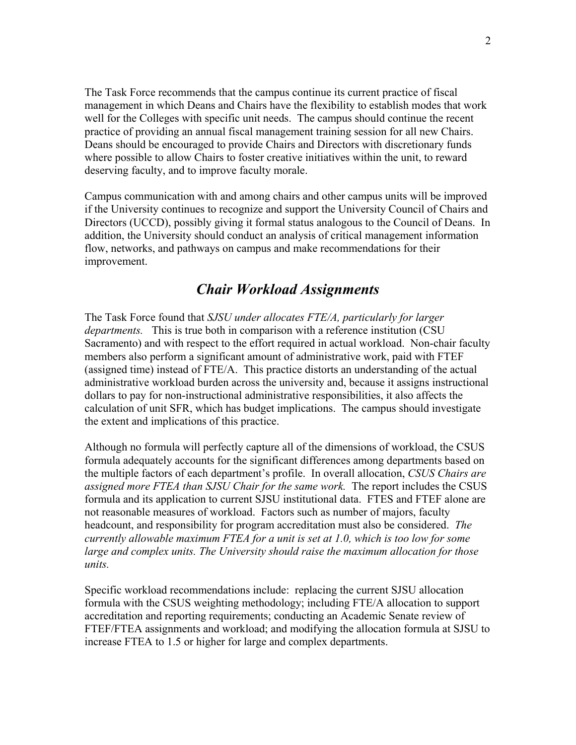The Task Force recommends that the campus continue its current practice of fiscal management in which Deans and Chairs have the flexibility to establish modes that work well for the Colleges with specific unit needs. The campus should continue the recent practice of providing an annual fiscal management training session for all new Chairs. Deans should be encouraged to provide Chairs and Directors with discretionary funds where possible to allow Chairs to foster creative initiatives within the unit, to reward deserving faculty, and to improve faculty morale.

Campus communication with and among chairs and other campus units will be improved if the University continues to recognize and support the University Council of Chairs and Directors (UCCD), possibly giving it formal status analogous to the Council of Deans. In addition, the University should conduct an analysis of critical management information flow, networks, and pathways on campus and make recommendations for their improvement.

## *Chair Workload Assignments*

The Task Force found that *SJSU under allocates FTE/A, particularly for larger departments.* This is true both in comparison with a reference institution (CSU Sacramento) and with respect to the effort required in actual workload. Non-chair faculty members also perform a significant amount of administrative work, paid with FTEF (assigned time) instead of FTE/A. This practice distorts an understanding of the actual administrative workload burden across the university and, because it assigns instructional dollars to pay for non-instructional administrative responsibilities, it also affects the calculation of unit SFR, which has budget implications. The campus should investigate the extent and implications of this practice.

Although no formula will perfectly capture all of the dimensions of workload, the CSUS formula adequately accounts for the significant differences among departments based on the multiple factors of each department's profile. In overall allocation, *CSUS Chairs are assigned more FTEA than SJSU Chair for the same work.* The report includes the CSUS formula and its application to current SJSU institutional data. FTES and FTEF alone are not reasonable measures of workload. Factors such as number of majors, faculty headcount, and responsibility for program accreditation must also be considered. *The currently allowable maximum FTEA for a unit is set at 1.0, which is too low for some large and complex units. The University should raise the maximum allocation for those units.*

Specific workload recommendations include: replacing the current SJSU allocation formula with the CSUS weighting methodology; including FTE/A allocation to support accreditation and reporting requirements; conducting an Academic Senate review of FTEF/FTEA assignments and workload; and modifying the allocation formula at SJSU to increase FTEA to 1.5 or higher for large and complex departments.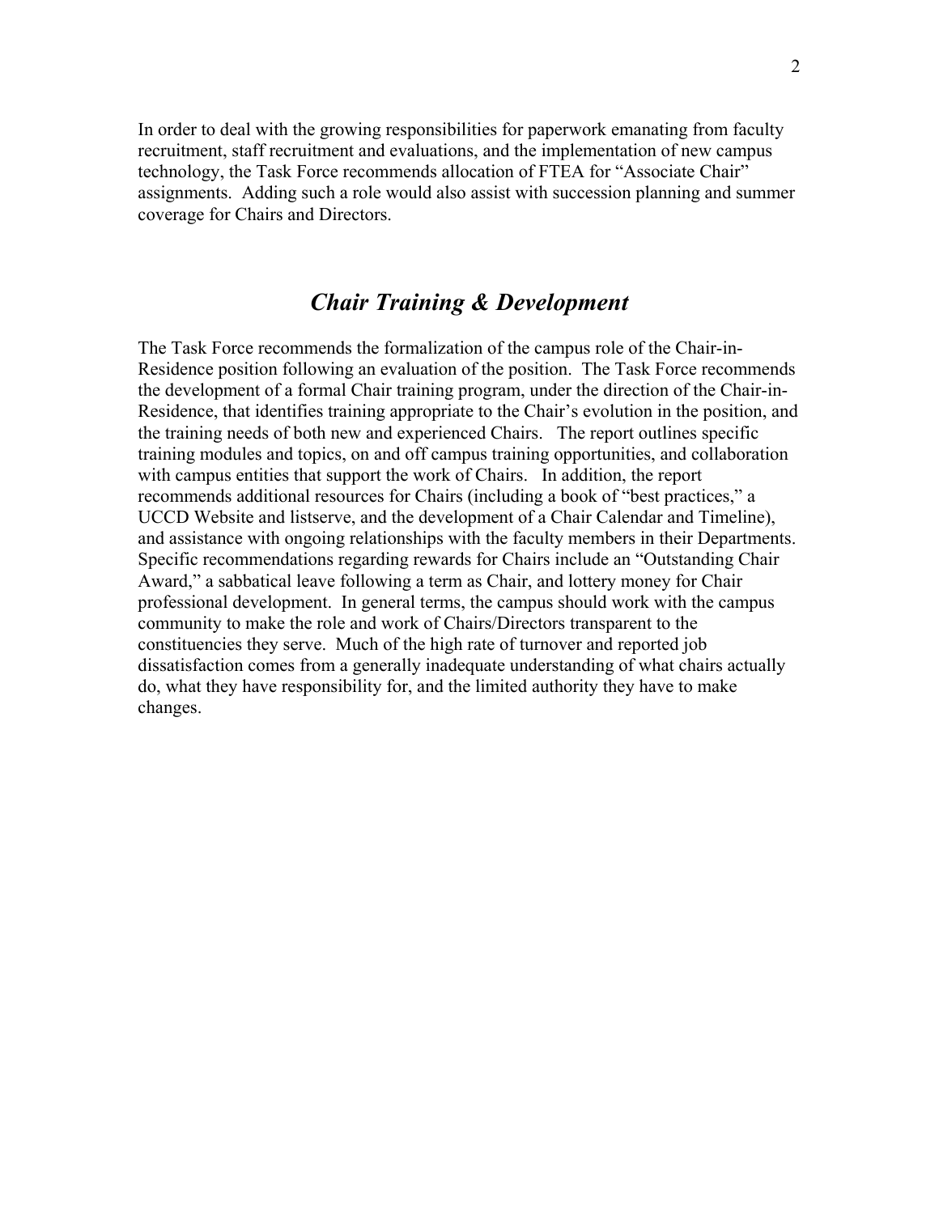In order to deal with the growing responsibilities for paperwork emanating from faculty recruitment, staff recruitment and evaluations, and the implementation of new campus technology, the Task Force recommends allocation of FTEA for "Associate Chair" assignments. Adding such a role would also assist with succession planning and summer coverage for Chairs and Directors.

## *Chair Training & Development*

The Task Force recommends the formalization of the campus role of the Chair-in-Residence position following an evaluation of the position. The Task Force recommends the development of a formal Chair training program, under the direction of the Chair-in-Residence, that identifies training appropriate to the Chair's evolution in the position, and the training needs of both new and experienced Chairs. The report outlines specific training modules and topics, on and off campus training opportunities, and collaboration with campus entities that support the work of Chairs. In addition, the report recommends additional resources for Chairs (including a book of "best practices," a UCCD Website and listserve, and the development of a Chair Calendar and Timeline), and assistance with ongoing relationships with the faculty members in their Departments. Specific recommendations regarding rewards for Chairs include an "Outstanding Chair Award," a sabbatical leave following a term as Chair, and lottery money for Chair professional development. In general terms, the campus should work with the campus community to make the role and work of Chairs/Directors transparent to the constituencies they serve. Much of the high rate of turnover and reported job dissatisfaction comes from a generally inadequate understanding of what chairs actually do, what they have responsibility for, and the limited authority they have to make changes.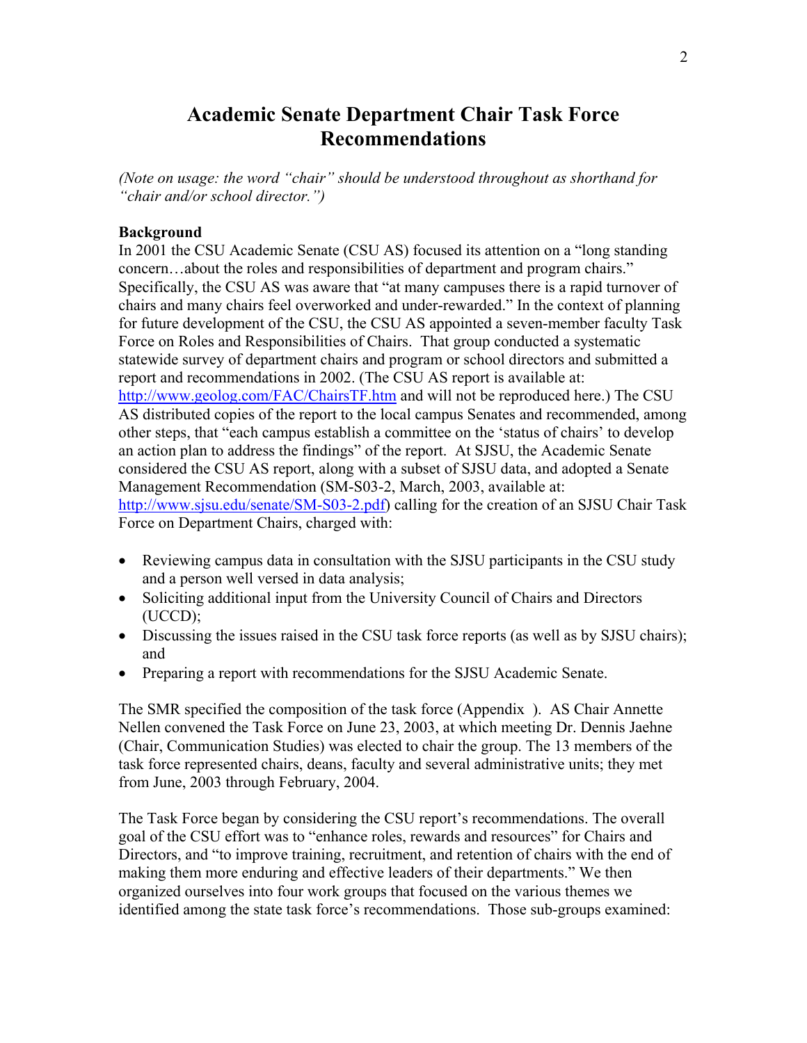# Academic Senate Department Chair Task Force Recommendations

*(Note on usage: the word "chair" should be understood throughout as shorthand for "chair and/or school director.")*

**Background**

In 2001 the CSU Academic Senate (CSU AS) focused its attention on a "long standing concern…about the roles and responsibilities of department and program chairs." Specifically, the CSU AS was aware that "at many campuses there is a rapid turnover of chairs and many chairs feel overworked and under-rewarded." In the context of planning for future development of the CSU, the CSU AS appointed a seven-member faculty Task Force on Roles and Responsibilities of Chairs. That group conducted a systematic statewide survey of department chairs and program or school directors and submitted a report and recommendations in 2002. (The CSU AS report is available at: http://www.geolog.com/FAC/ChairsTF.htm and will not be reproduced here.) The CSU AS distributed copies of the report to the local campus Senates and recommended, among other steps, that "each campus establish a committee on the 'status of chairs' to develop an action plan to address the findings" of the report. At SJSU, the Academic Senate considered the CSU AS report, along with a subset of SJSU data, and adopted a Senate Management Recommendation (SM-S03-2, March, 2003, available at: http://www.sjsu.edu/senate/SM-S03-2.pdf) calling for the creation of an SJSU Chair Task Force on Department Chairs, charged with:

- Reviewing campus data in consultation with the SJSU participants in the CSU study and a person well versed in data analysis;
- Soliciting additional input from the University Council of Chairs and Directors (UCCD);
- Discussing the issues raised in the CSU task force reports (as well as by SJSU chairs); and
- Preparing a report with recommendations for the SJSU Academic Senate.

The SMR specified the composition of the task force (Appendix ). AS Chair Annette Nellen convened the Task Force on June 23, 2003, at which meeting Dr. Dennis Jaehne (Chair, Communication Studies) was elected to chair the group. The 13 members of the task force represented chairs, deans, faculty and several administrative units; they met from June, 2003 through February, 2004.

The Task Force began by considering the CSU report's recommendations. The overall goal of the CSU effort was to "enhance roles, rewards and resources" for Chairs and Directors, and "to improve training, recruitment, and retention of chairs with the end of making them more enduring and effective leaders of their departments." We then organized ourselves into four work groups that focused on the various themes we identified among the state task force's recommendations. Those sub-groups examined: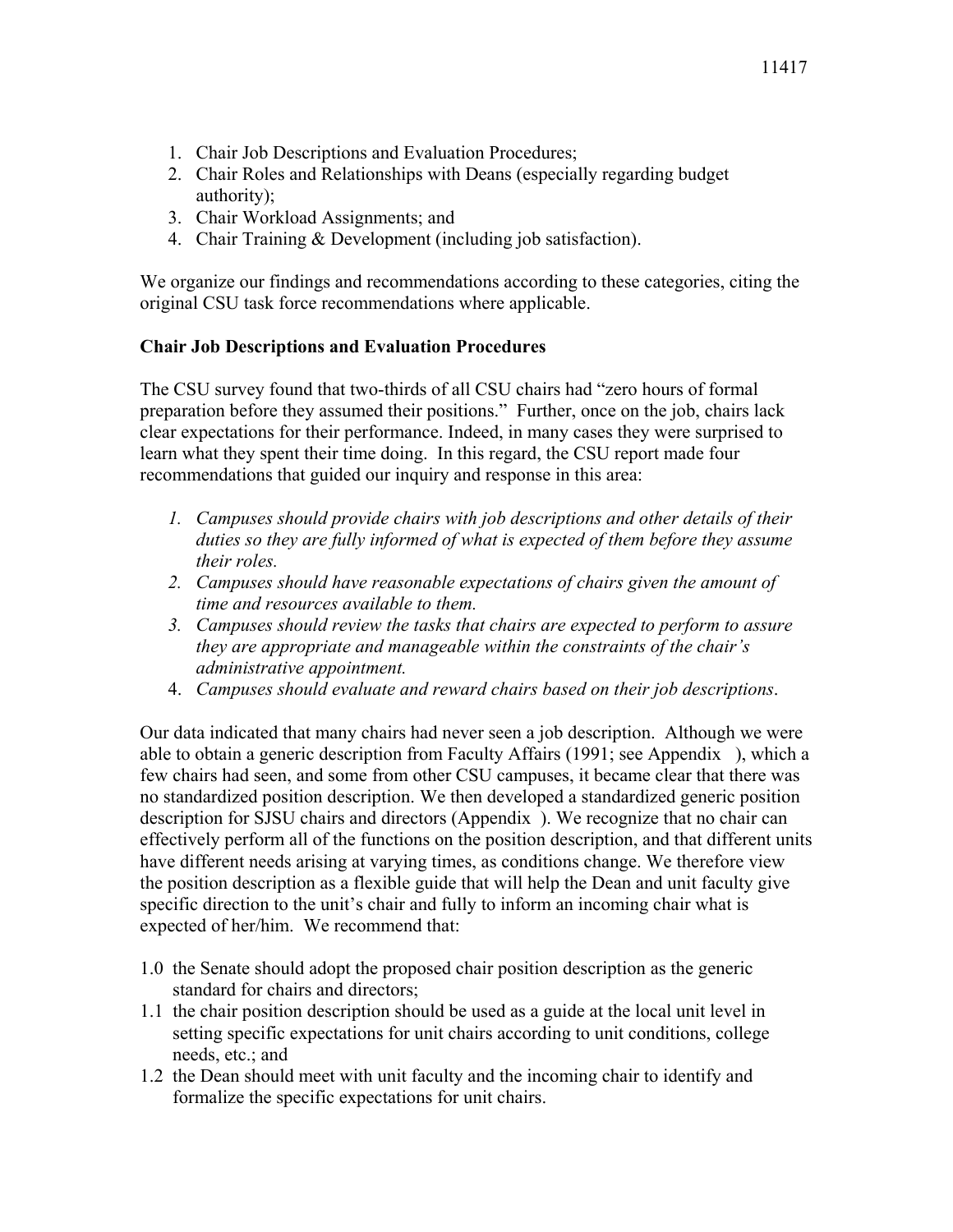1. Chair Job Descriptions and Evaluation Procedures;
2. Chair Roles and Relationships with Deans (especially regarding budget authority);
3. Chair Workload Assignments; and
4. Chair Training & Development (including job satisfaction).

We organize our findings and recommendations according to these categories, citing the original CSU task force recommendations where applicable.

**Chair Job Descriptions and Evaluation Procedures**

The CSU survey found that two-thirds of all CSU chairs had "zero hours of formal preparation before they assumed their positions." Further, once on the job, chairs lack clear expectations for their performance. Indeed, in many cases they were surprised to learn what they spent their time doing. In this regard, the CSU report made four recommendations that guided our inquiry and response in this area:

1. *Campuses should provide chairs with job descriptions and other details of their duties so they are fully informed of what is expected of them before they assume their roles.*
2. *Campuses should have reasonable expectations of chairs given the amount of time and resources available to them.*
3. *Campuses should review the tasks that chairs are expected to perform to assure they are appropriate and manageable within the constraints of the chair's administrative appointment.*
4. *Campuses should evaluate and reward chairs based on their job descriptions*.

Our data indicated that many chairs had never seen a job description. Although we were able to obtain a generic description from Faculty Affairs (1991; see Appendix ), which a few chairs had seen, and some from other CSU campuses, it became clear that there was no standardized position description. We then developed a standardized generic position description for SJSU chairs and directors (Appendix ). We recognize that no chair can effectively perform all of the functions on the position description, and that different units have different needs arising at varying times, as conditions change. We therefore view the position description as a flexible guide that will help the Dean and unit faculty give specific direction to the unit's chair and fully to inform an incoming chair what is expected of her/him. We recommend that:

1.0 the Senate should adopt the proposed chair position description as the generic standard for chairs and directors;

1.1 the chair position description should be used as a guide at the local unit level in setting specific expectations for unit chairs according to unit conditions, college needs, etc.; and

1.2 the Dean should meet with unit faculty and the incoming chair to identify and formalize the specific expectations for unit chairs.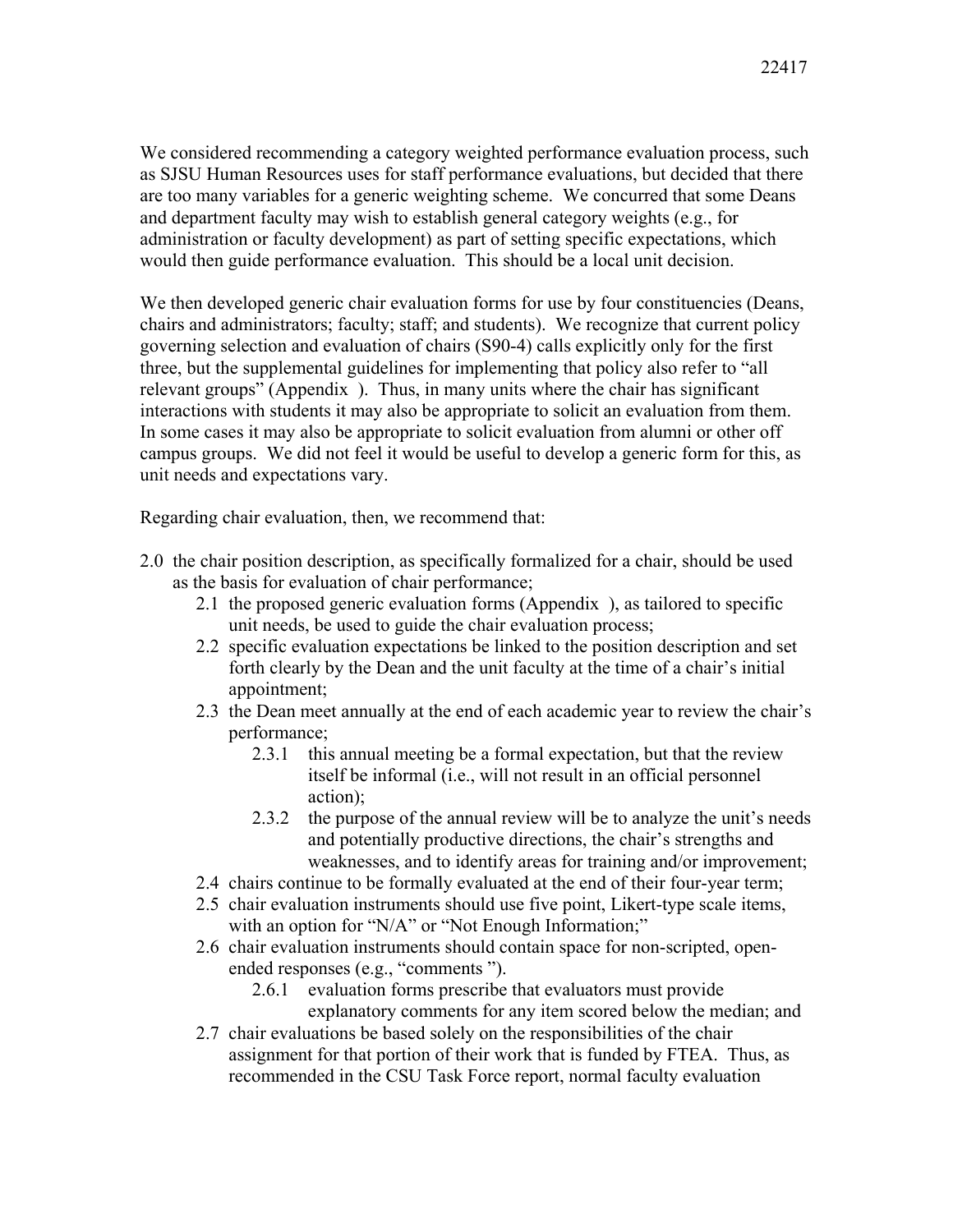We considered recommending a category weighted performance evaluation process, such as SJSU Human Resources uses for staff performance evaluations, but decided that there are too many variables for a generic weighting scheme. We concurred that some Deans and department faculty may wish to establish general category weights (e.g., for administration or faculty development) as part of setting specific expectations, which would then guide performance evaluation. This should be a local unit decision.

We then developed generic chair evaluation forms for use by four constituencies (Deans, chairs and administrators; faculty; staff; and students). We recognize that current policy governing selection and evaluation of chairs (S90-4) calls explicitly only for the first three, but the supplemental guidelines for implementing that policy also refer to "all relevant groups" (Appendix ). Thus, in many units where the chair has significant interactions with students it may also be appropriate to solicit an evaluation from them. In some cases it may also be appropriate to solicit evaluation from alumni or other off campus groups. We did not feel it would be useful to develop a generic form for this, as unit needs and expectations vary.

Regarding chair evaluation, then, we recommend that:

- 2.0 the chair position description, as specifically formalized for a chair, should be used as the basis for evaluation of chair performance;
  - 2.1 the proposed generic evaluation forms (Appendix ), as tailored to specific unit needs, be used to guide the chair evaluation process;
  - 2.2 specific evaluation expectations be linked to the position description and set forth clearly by the Dean and the unit faculty at the time of a chair's initial appointment;
  - 2.3 the Dean meet annually at the end of each academic year to review the chair's performance;
    - 2.3.1 this annual meeting be a formal expectation, but that the review itself be informal (i.e., will not result in an official personnel action);
    - 2.3.2 the purpose of the annual review will be to analyze the unit's needs and potentially productive directions, the chair's strengths and weaknesses, and to identify areas for training and/or improvement;
  - 2.4 chairs continue to be formally evaluated at the end of their four-year term;
  - 2.5 chair evaluation instruments should use five point, Likert-type scale items, with an option for "N/A" or "Not Enough Information;"
  - 2.6 chair evaluation instruments should contain space for non-scripted, open-ended responses (e.g., "comments ").
    - 2.6.1 evaluation forms prescribe that evaluators must provide explanatory comments for any item scored below the median; and
  - 2.7 chair evaluations be based solely on the responsibilities of the chair assignment for that portion of their work that is funded by FTEA. Thus, as recommended in the CSU Task Force report, normal faculty evaluation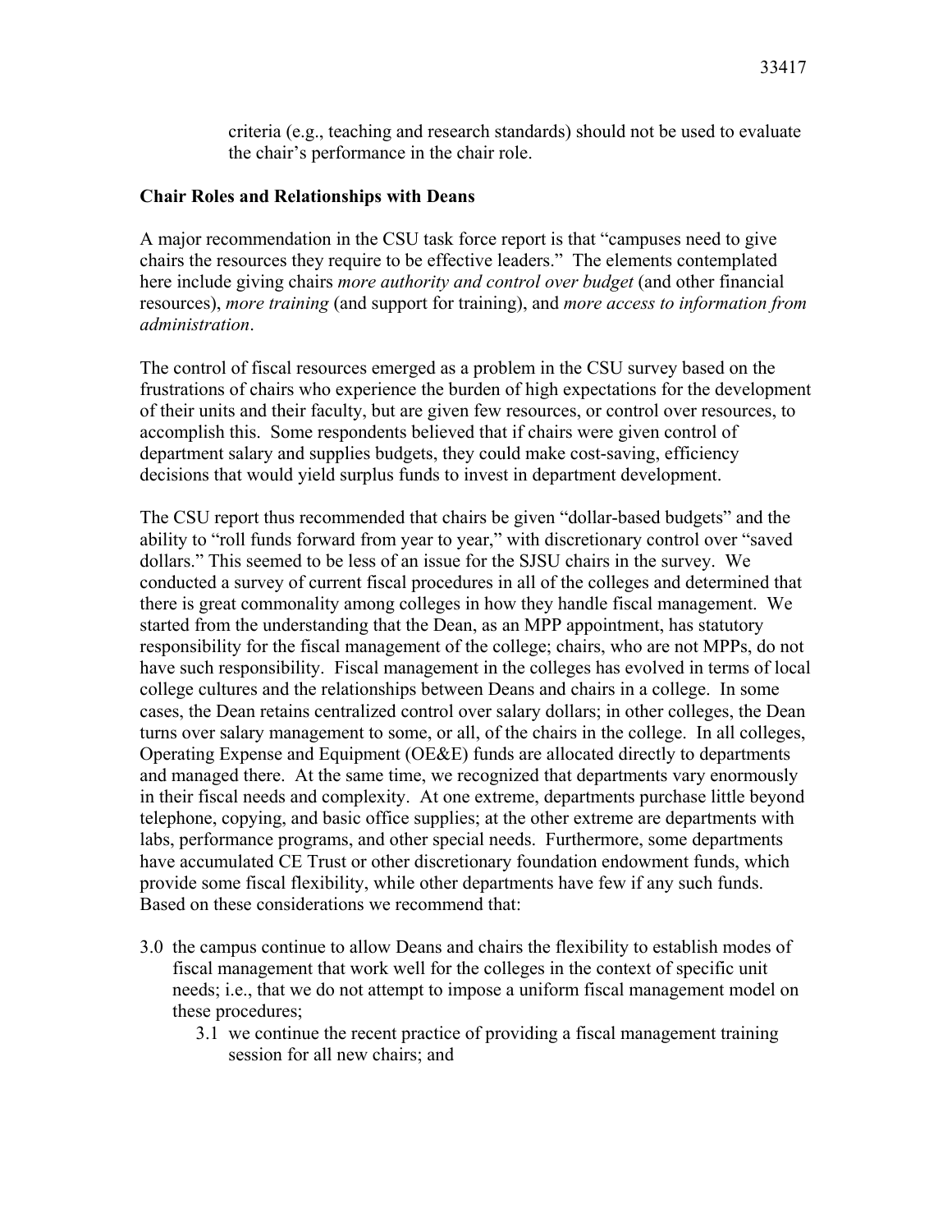criteria (e.g., teaching and research standards) should not be used to evaluate the chair's performance in the chair role.

**Chair Roles and Relationships with Deans**

A major recommendation in the CSU task force report is that "campuses need to give chairs the resources they require to be effective leaders." The elements contemplated here include giving chairs *more authority and control over budget* (and other financial resources), *more training* (and support for training), and *more access to information from administration*.

The control of fiscal resources emerged as a problem in the CSU survey based on the frustrations of chairs who experience the burden of high expectations for the development of their units and their faculty, but are given few resources, or control over resources, to accomplish this. Some respondents believed that if chairs were given control of department salary and supplies budgets, they could make cost-saving, efficiency decisions that would yield surplus funds to invest in department development.

The CSU report thus recommended that chairs be given "dollar-based budgets" and the ability to "roll funds forward from year to year," with discretionary control over "saved dollars." This seemed to be less of an issue for the SJSU chairs in the survey. We conducted a survey of current fiscal procedures in all of the colleges and determined that there is great commonality among colleges in how they handle fiscal management. We started from the understanding that the Dean, as an MPP appointment, has statutory responsibility for the fiscal management of the college; chairs, who are not MPPs, do not have such responsibility. Fiscal management in the colleges has evolved in terms of local college cultures and the relationships between Deans and chairs in a college. In some cases, the Dean retains centralized control over salary dollars; in other colleges, the Dean turns over salary management to some, or all, of the chairs in the college. In all colleges, Operating Expense and Equipment (OE&E) funds are allocated directly to departments and managed there. At the same time, we recognized that departments vary enormously in their fiscal needs and complexity. At one extreme, departments purchase little beyond telephone, copying, and basic office supplies; at the other extreme are departments with labs, performance programs, and other special needs. Furthermore, some departments have accumulated CE Trust or other discretionary foundation endowment funds, which provide some fiscal flexibility, while other departments have few if any such funds. Based on these considerations we recommend that:

- 3.0 the campus continue to allow Deans and chairs the flexibility to establish modes of fiscal management that work well for the colleges in the context of specific unit needs; i.e., that we do not attempt to impose a uniform fiscal management model on these procedures;
  - 3.1 we continue the recent practice of providing a fiscal management training session for all new chairs; and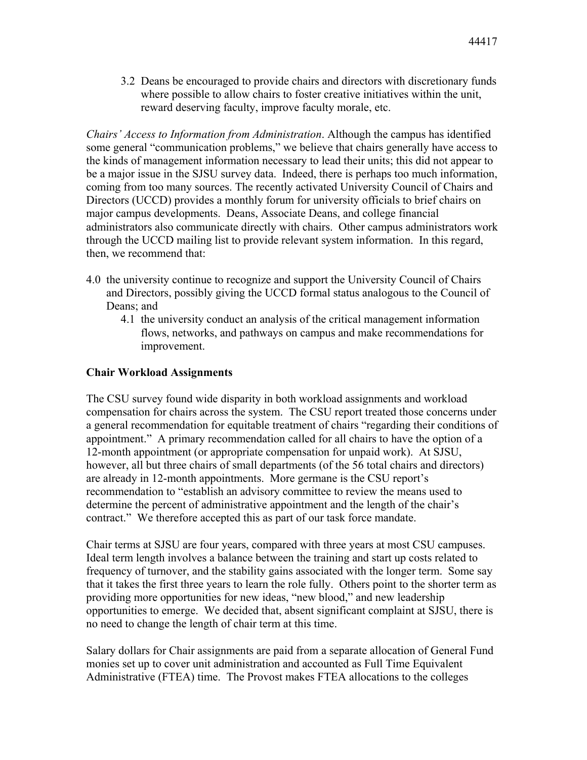3.2 Deans be encouraged to provide chairs and directors with discretionary funds where possible to allow chairs to foster creative initiatives within the unit, reward deserving faculty, improve faculty morale, etc.

*Chairs' Access to Information from Administration*. Although the campus has identified some general "communication problems," we believe that chairs generally have access to the kinds of management information necessary to lead their units; this did not appear to be a major issue in the SJSU survey data. Indeed, there is perhaps too much information, coming from too many sources. The recently activated University Council of Chairs and Directors (UCCD) provides a monthly forum for university officials to brief chairs on major campus developments. Deans, Associate Deans, and college financial administrators also communicate directly with chairs. Other campus administrators work through the UCCD mailing list to provide relevant system information. In this regard, then, we recommend that:

4.0 the university continue to recognize and support the University Council of Chairs and Directors, possibly giving the UCCD formal status analogous to the Council of Deans; and

4.1 the university conduct an analysis of the critical management information flows, networks, and pathways on campus and make recommendations for improvement.

**Chair Workload Assignments**

The CSU survey found wide disparity in both workload assignments and workload compensation for chairs across the system. The CSU report treated those concerns under a general recommendation for equitable treatment of chairs "regarding their conditions of appointment." A primary recommendation called for all chairs to have the option of a 12-month appointment (or appropriate compensation for unpaid work). At SJSU, however, all but three chairs of small departments (of the 56 total chairs and directors) are already in 12-month appointments. More germane is the CSU report's recommendation to "establish an advisory committee to review the means used to determine the percent of administrative appointment and the length of the chair's contract." We therefore accepted this as part of our task force mandate.

Chair terms at SJSU are four years, compared with three years at most CSU campuses. Ideal term length involves a balance between the training and start up costs related to frequency of turnover, and the stability gains associated with the longer term. Some say that it takes the first three years to learn the role fully. Others point to the shorter term as providing more opportunities for new ideas, "new blood," and new leadership opportunities to emerge. We decided that, absent significant complaint at SJSU, there is no need to change the length of chair term at this time.

Salary dollars for Chair assignments are paid from a separate allocation of General Fund monies set up to cover unit administration and accounted as Full Time Equivalent Administrative (FTEA) time. The Provost makes FTEA allocations to the colleges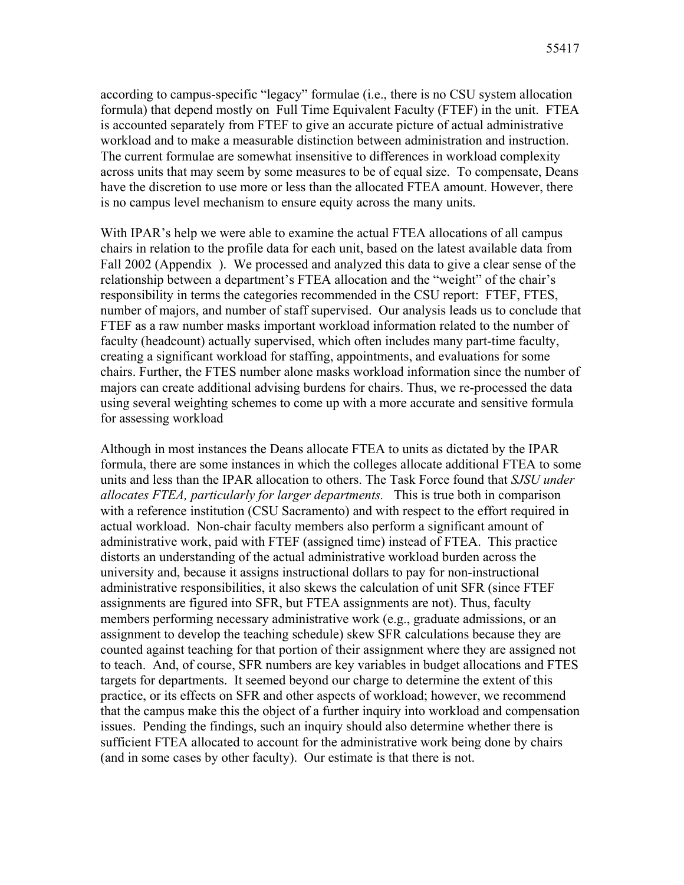according to campus-specific "legacy" formulae (i.e., there is no CSU system allocation formula) that depend mostly on Full Time Equivalent Faculty (FTEF) in the unit. FTEA is accounted separately from FTEF to give an accurate picture of actual administrative workload and to make a measurable distinction between administration and instruction. The current formulae are somewhat insensitive to differences in workload complexity across units that may seem by some measures to be of equal size. To compensate, Deans have the discretion to use more or less than the allocated FTEA amount. However, there is no campus level mechanism to ensure equity across the many units.

With IPAR's help we were able to examine the actual FTEA allocations of all campus chairs in relation to the profile data for each unit, based on the latest available data from Fall 2002 (Appendix ). We processed and analyzed this data to give a clear sense of the relationship between a department's FTEA allocation and the "weight" of the chair's responsibility in terms the categories recommended in the CSU report: FTEF, FTES, number of majors, and number of staff supervised. Our analysis leads us to conclude that FTEF as a raw number masks important workload information related to the number of faculty (headcount) actually supervised, which often includes many part-time faculty, creating a significant workload for staffing, appointments, and evaluations for some chairs. Further, the FTES number alone masks workload information since the number of majors can create additional advising burdens for chairs. Thus, we re-processed the data using several weighting schemes to come up with a more accurate and sensitive formula for assessing workload

Although in most instances the Deans allocate FTEA to units as dictated by the IPAR formula, there are some instances in which the colleges allocate additional FTEA to some units and less than the IPAR allocation to others. The Task Force found that *SJSU under allocates FTEA, particularly for larger departments.* This is true both in comparison with a reference institution (CSU Sacramento) and with respect to the effort required in actual workload. Non-chair faculty members also perform a significant amount of administrative work, paid with FTEF (assigned time) instead of FTEA. This practice distorts an understanding of the actual administrative workload burden across the university and, because it assigns instructional dollars to pay for non-instructional administrative responsibilities, it also skews the calculation of unit SFR (since FTEF assignments are figured into SFR, but FTEA assignments are not). Thus, faculty members performing necessary administrative work (e.g., graduate admissions, or an assignment to develop the teaching schedule) skew SFR calculations because they are counted against teaching for that portion of their assignment where they are assigned not to teach. And, of course, SFR numbers are key variables in budget allocations and FTES targets for departments. It seemed beyond our charge to determine the extent of this practice, or its effects on SFR and other aspects of workload; however, we recommend that the campus make this the object of a further inquiry into workload and compensation issues. Pending the findings, such an inquiry should also determine whether there is sufficient FTEA allocated to account for the administrative work being done by chairs (and in some cases by other faculty). Our estimate is that there is not.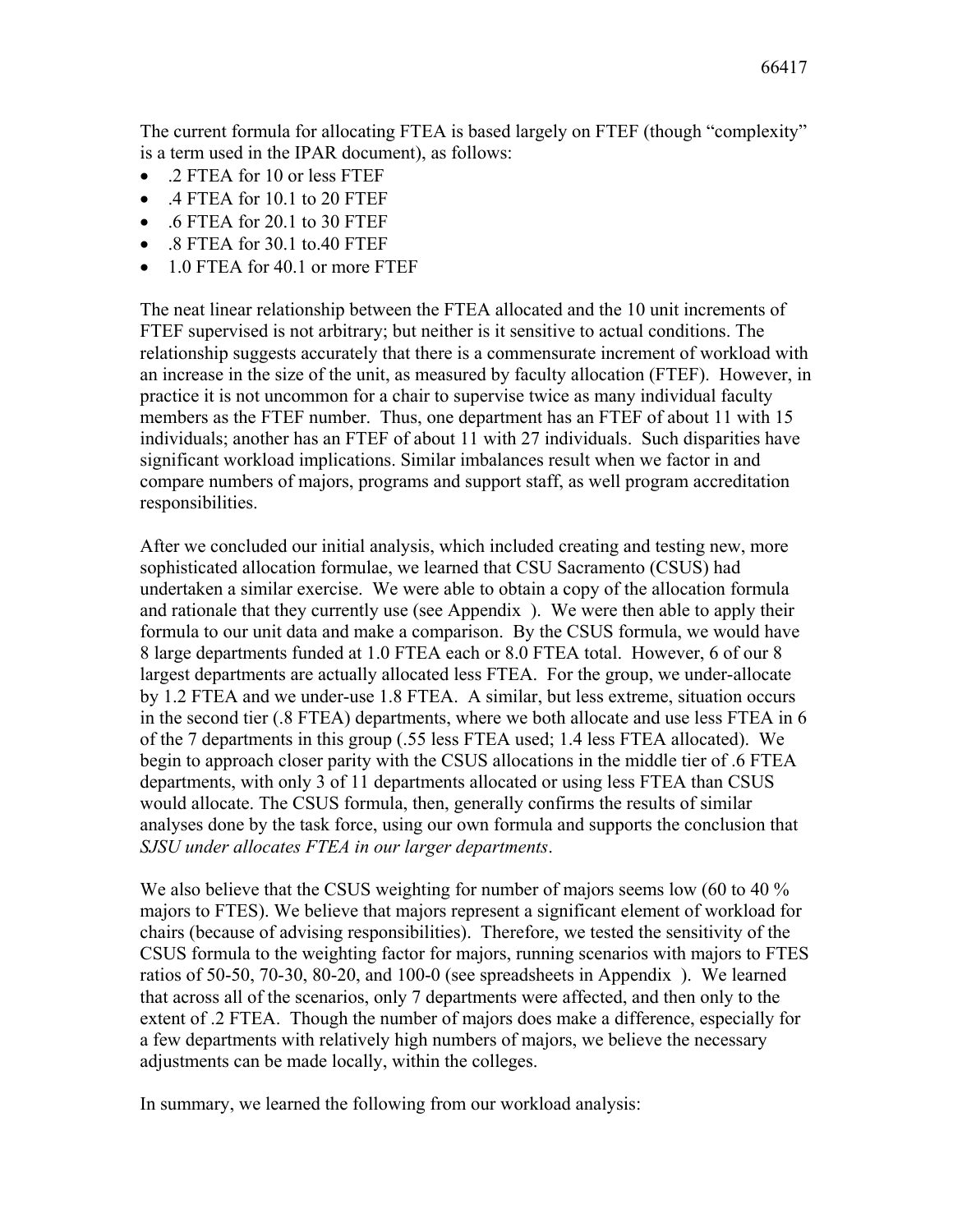The current formula for allocating FTEA is based largely on FTEF (though "complexity" is a term used in the IPAR document), as follows:

- .2 FTEA for 10 or less FTEF
- .4 FTEA for 10.1 to 20 FTEF
- .6 FTEA for 20.1 to 30 FTEF
- .8 FTEA for 30.1 to.40 FTEF
- 1.0 FTEA for 40.1 or more FTEF

The neat linear relationship between the FTEA allocated and the 10 unit increments of FTEF supervised is not arbitrary; but neither is it sensitive to actual conditions. The relationship suggests accurately that there is a commensurate increment of workload with an increase in the size of the unit, as measured by faculty allocation (FTEF). However, in practice it is not uncommon for a chair to supervise twice as many individual faculty members as the FTEF number. Thus, one department has an FTEF of about 11 with 15 individuals; another has an FTEF of about 11 with 27 individuals. Such disparities have significant workload implications. Similar imbalances result when we factor in and compare numbers of majors, programs and support staff, as well program accreditation responsibilities.

After we concluded our initial analysis, which included creating and testing new, more sophisticated allocation formulae, we learned that CSU Sacramento (CSUS) had undertaken a similar exercise. We were able to obtain a copy of the allocation formula and rationale that they currently use (see Appendix ). We were then able to apply their formula to our unit data and make a comparison. By the CSUS formula, we would have 8 large departments funded at 1.0 FTEA each or 8.0 FTEA total. However, 6 of our 8 largest departments are actually allocated less FTEA. For the group, we under-allocate by 1.2 FTEA and we under-use 1.8 FTEA. A similar, but less extreme, situation occurs in the second tier (.8 FTEA) departments, where we both allocate and use less FTEA in 6 of the 7 departments in this group (.55 less FTEA used; 1.4 less FTEA allocated). We begin to approach closer parity with the CSUS allocations in the middle tier of .6 FTEA departments, with only 3 of 11 departments allocated or using less FTEA than CSUS would allocate. The CSUS formula, then, generally confirms the results of similar analyses done by the task force, using our own formula and supports the conclusion that *SJSU under allocates FTEA in our larger departments*.

We also believe that the CSUS weighting for number of majors seems low (60 to 40 % majors to FTES). We believe that majors represent a significant element of workload for chairs (because of advising responsibilities). Therefore, we tested the sensitivity of the CSUS formula to the weighting factor for majors, running scenarios with majors to FTES ratios of 50-50, 70-30, 80-20, and 100-0 (see spreadsheets in Appendix ). We learned that across all of the scenarios, only 7 departments were affected, and then only to the extent of .2 FTEA. Though the number of majors does make a difference, especially for a few departments with relatively high numbers of majors, we believe the necessary adjustments can be made locally, within the colleges.

In summary, we learned the following from our workload analysis: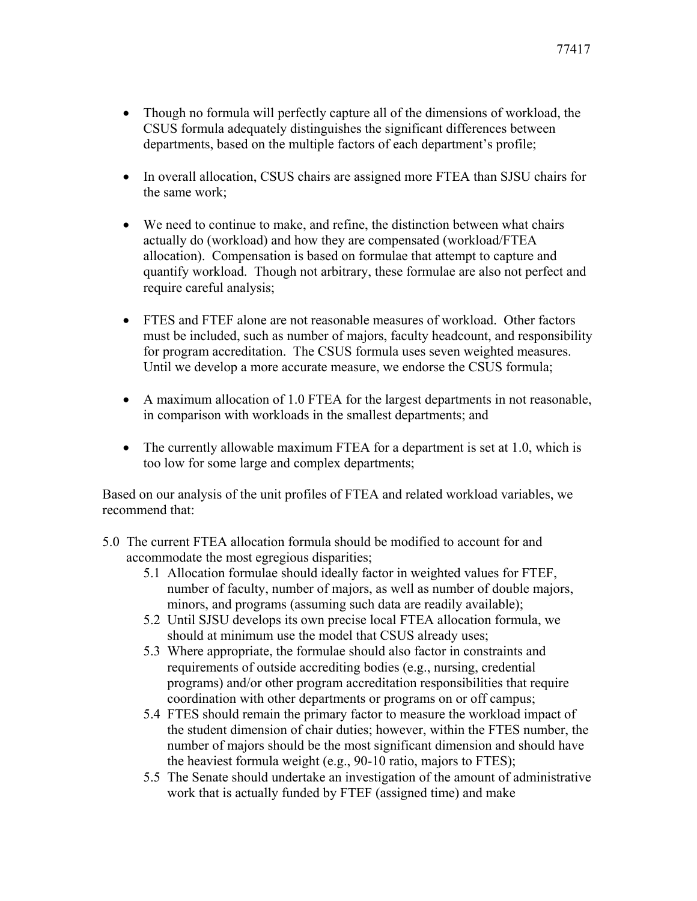- Though no formula will perfectly capture all of the dimensions of workload, the CSUS formula adequately distinguishes the significant differences between departments, based on the multiple factors of each department's profile;

- In overall allocation, CSUS chairs are assigned more FTEA than SJSU chairs for the same work;

- We need to continue to make, and refine, the distinction between what chairs actually do (workload) and how they are compensated (workload/FTEA allocation). Compensation is based on formulae that attempt to capture and quantify workload. Though not arbitrary, these formulae are also not perfect and require careful analysis;

- FTES and FTEF alone are not reasonable measures of workload. Other factors must be included, such as number of majors, faculty headcount, and responsibility for program accreditation. The CSUS formula uses seven weighted measures. Until we develop a more accurate measure, we endorse the CSUS formula;

- A maximum allocation of 1.0 FTEA for the largest departments in not reasonable, in comparison with workloads in the smallest departments; and

- The currently allowable maximum FTEA for a department is set at 1.0, which is too low for some large and complex departments;

Based on our analysis of the unit profiles of FTEA and related workload variables, we recommend that:

5.0 The current FTEA allocation formula should be modified to account for and accommodate the most egregious disparities;
  - 5.1 Allocation formulae should ideally factor in weighted values for FTEF, number of faculty, number of majors, as well as number of double majors, minors, and programs (assuming such data are readily available);
  - 5.2 Until SJSU develops its own precise local FTEA allocation formula, we should at minimum use the model that CSUS already uses;
  - 5.3 Where appropriate, the formulae should also factor in constraints and requirements of outside accrediting bodies (e.g., nursing, credential programs) and/or other program accreditation responsibilities that require coordination with other departments or programs on or off campus;
  - 5.4 FTES should remain the primary factor to measure the workload impact of the student dimension of chair duties; however, within the FTES number, the number of majors should be the most significant dimension and should have the heaviest formula weight (e.g., 90-10 ratio, majors to FTES);
  - 5.5 The Senate should undertake an investigation of the amount of administrative work that is actually funded by FTEF (assigned time) and make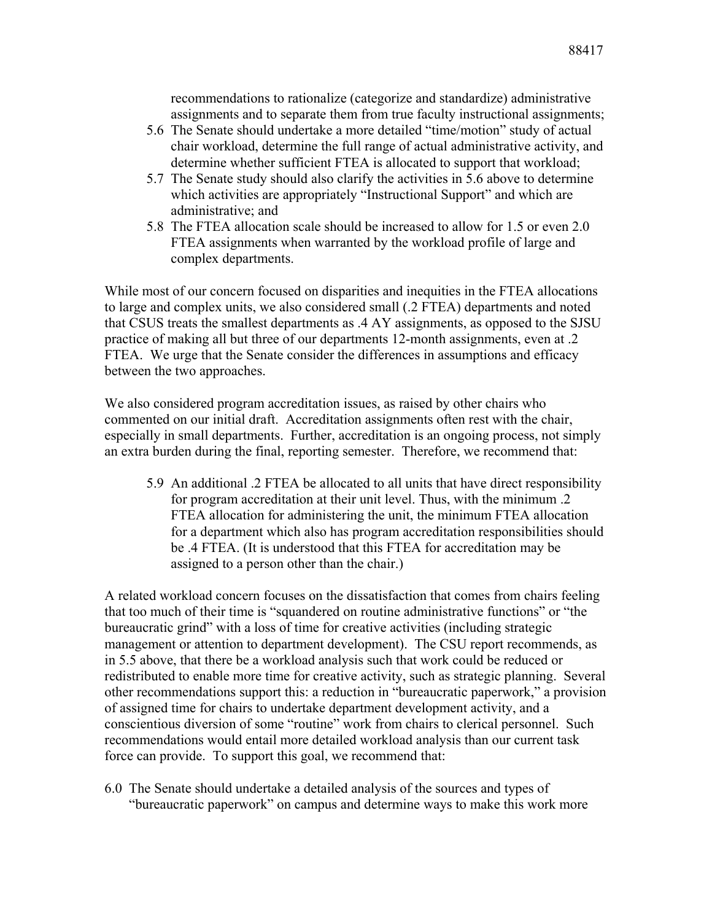recommendations to rationalize (categorize and standardize) administrative assignments and to separate them from true faculty instructional assignments;

5.6 The Senate should undertake a more detailed "time/motion" study of actual chair workload, determine the full range of actual administrative activity, and determine whether sufficient FTEA is allocated to support that workload;

5.7 The Senate study should also clarify the activities in 5.6 above to determine which activities are appropriately "Instructional Support" and which are administrative; and

5.8 The FTEA allocation scale should be increased to allow for 1.5 or even 2.0 FTEA assignments when warranted by the workload profile of large and complex departments.

While most of our concern focused on disparities and inequities in the FTEA allocations to large and complex units, we also considered small (.2 FTEA) departments and noted that CSUS treats the smallest departments as .4 AY assignments, as opposed to the SJSU practice of making all but three of our departments 12-month assignments, even at .2 FTEA. We urge that the Senate consider the differences in assumptions and efficacy between the two approaches.

We also considered program accreditation issues, as raised by other chairs who commented on our initial draft. Accreditation assignments often rest with the chair, especially in small departments. Further, accreditation is an ongoing process, not simply an extra burden during the final, reporting semester. Therefore, we recommend that:

5.9 An additional .2 FTEA be allocated to all units that have direct responsibility for program accreditation at their unit level. Thus, with the minimum .2 FTEA allocation for administering the unit, the minimum FTEA allocation for a department which also has program accreditation responsibilities should be .4 FTEA. (It is understood that this FTEA for accreditation may be assigned to a person other than the chair.)

A related workload concern focuses on the dissatisfaction that comes from chairs feeling that too much of their time is "squandered on routine administrative functions" or "the bureaucratic grind" with a loss of time for creative activities (including strategic management or attention to department development). The CSU report recommends, as in 5.5 above, that there be a workload analysis such that work could be reduced or redistributed to enable more time for creative activity, such as strategic planning. Several other recommendations support this: a reduction in "bureaucratic paperwork," a provision of assigned time for chairs to undertake department development activity, and a conscientious diversion of some "routine" work from chairs to clerical personnel. Such recommendations would entail more detailed workload analysis than our current task force can provide. To support this goal, we recommend that:

6.0 The Senate should undertake a detailed analysis of the sources and types of "bureaucratic paperwork" on campus and determine ways to make this work more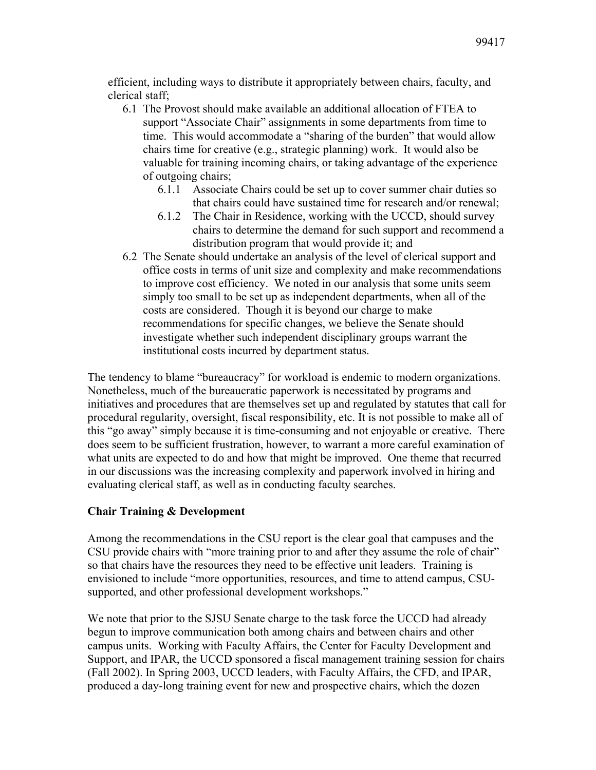efficient, including ways to distribute it appropriately between chairs, faculty, and clerical staff;

- 6.1 The Provost should make available an additional allocation of FTEA to support "Associate Chair" assignments in some departments from time to time. This would accommodate a "sharing of the burden" that would allow chairs time for creative (e.g., strategic planning) work. It would also be valuable for training incoming chairs, or taking advantage of the experience of outgoing chairs;
    - 6.1.1 Associate Chairs could be set up to cover summer chair duties so that chairs could have sustained time for research and/or renewal;
    - 6.1.2 The Chair in Residence, working with the UCCD, should survey chairs to determine the demand for such support and recommend a distribution program that would provide it; and
- 6.2 The Senate should undertake an analysis of the level of clerical support and office costs in terms of unit size and complexity and make recommendations to improve cost efficiency. We noted in our analysis that some units seem simply too small to be set up as independent departments, when all of the costs are considered. Though it is beyond our charge to make recommendations for specific changes, we believe the Senate should investigate whether such independent disciplinary groups warrant the institutional costs incurred by department status.

The tendency to blame "bureaucracy" for workload is endemic to modern organizations. Nonetheless, much of the bureaucratic paperwork is necessitated by programs and initiatives and procedures that are themselves set up and regulated by statutes that call for procedural regularity, oversight, fiscal responsibility, etc. It is not possible to make all of this "go away" simply because it is time-consuming and not enjoyable or creative. There does seem to be sufficient frustration, however, to warrant a more careful examination of what units are expected to do and how that might be improved. One theme that recurred in our discussions was the increasing complexity and paperwork involved in hiring and evaluating clerical staff, as well as in conducting faculty searches.

**Chair Training & Development**

Among the recommendations in the CSU report is the clear goal that campuses and the CSU provide chairs with "more training prior to and after they assume the role of chair" so that chairs have the resources they need to be effective unit leaders. Training is envisioned to include "more opportunities, resources, and time to attend campus, CSU-supported, and other professional development workshops."

We note that prior to the SJSU Senate charge to the task force the UCCD had already begun to improve communication both among chairs and between chairs and other campus units. Working with Faculty Affairs, the Center for Faculty Development and Support, and IPAR, the UCCD sponsored a fiscal management training session for chairs (Fall 2002). In Spring 2003, UCCD leaders, with Faculty Affairs, the CFD, and IPAR, produced a day-long training event for new and prospective chairs, which the dozen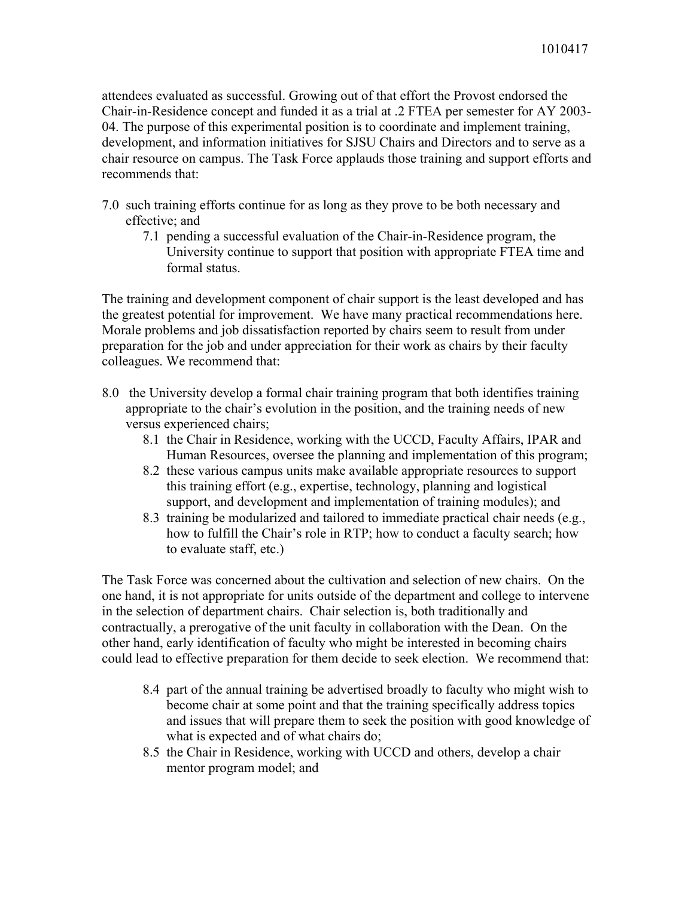attendees evaluated as successful. Growing out of that effort the Provost endorsed the Chair-in-Residence concept and funded it as a trial at .2 FTEA per semester for AY 2003-04. The purpose of this experimental position is to coordinate and implement training, development, and information initiatives for SJSU Chairs and Directors and to serve as a chair resource on campus. The Task Force applauds those training and support efforts and recommends that:

- 7.0 such training efforts continue for as long as they prove to be both necessary and effective; and
  - 7.1 pending a successful evaluation of the Chair-in-Residence program, the University continue to support that position with appropriate FTEA time and formal status.

The training and development component of chair support is the least developed and has the greatest potential for improvement. We have many practical recommendations here. Morale problems and job dissatisfaction reported by chairs seem to result from under preparation for the job and under appreciation for their work as chairs by their faculty colleagues. We recommend that:

- 8.0 the University develop a formal chair training program that both identifies training appropriate to the chair's evolution in the position, and the training needs of new versus experienced chairs;
  - 8.1 the Chair in Residence, working with the UCCD, Faculty Affairs, IPAR and Human Resources, oversee the planning and implementation of this program;
  - 8.2 these various campus units make available appropriate resources to support this training effort (e.g., expertise, technology, planning and logistical support, and development and implementation of training modules); and
  - 8.3 training be modularized and tailored to immediate practical chair needs (e.g., how to fulfill the Chair's role in RTP; how to conduct a faculty search; how to evaluate staff, etc.)

The Task Force was concerned about the cultivation and selection of new chairs. On the one hand, it is not appropriate for units outside of the department and college to intervene in the selection of department chairs. Chair selection is, both traditionally and contractually, a prerogative of the unit faculty in collaboration with the Dean. On the other hand, early identification of faculty who might be interested in becoming chairs could lead to effective preparation for them decide to seek election. We recommend that:

- 8.4 part of the annual training be advertised broadly to faculty who might wish to become chair at some point and that the training specifically address topics and issues that will prepare them to seek the position with good knowledge of what is expected and of what chairs do;
- 8.5 the Chair in Residence, working with UCCD and others, develop a chair mentor program model; and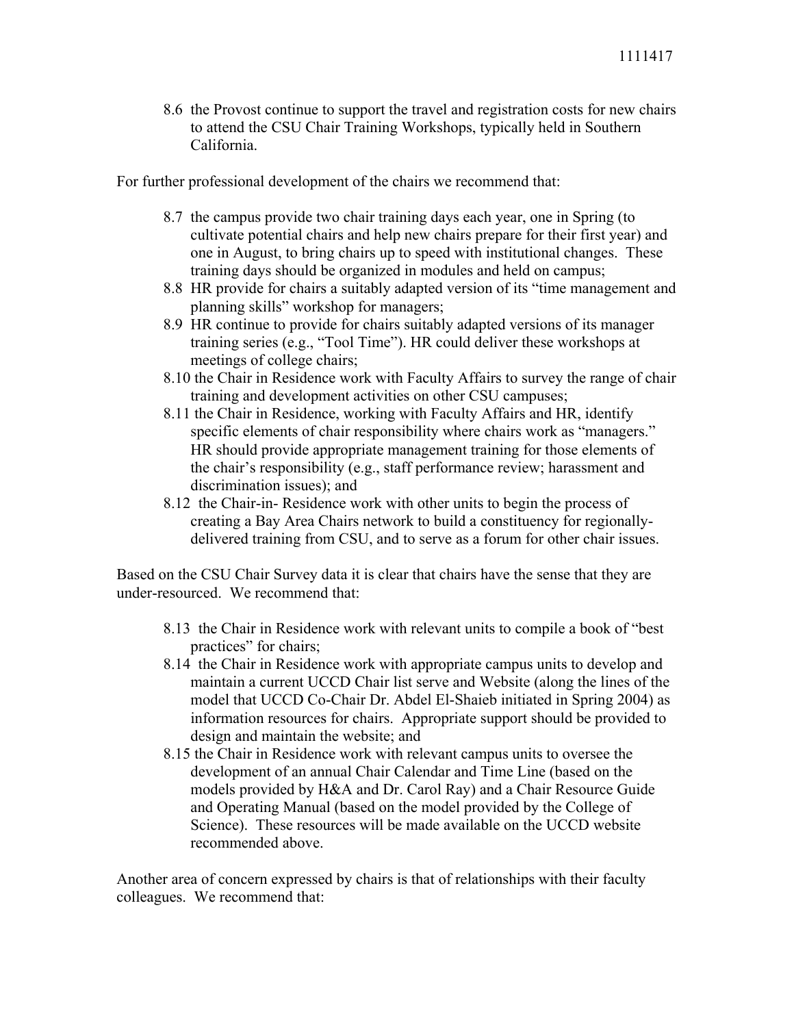8.6 the Provost continue to support the travel and registration costs for new chairs to attend the CSU Chair Training Workshops, typically held in Southern California.

For further professional development of the chairs we recommend that:

8.7 the campus provide two chair training days each year, one in Spring (to cultivate potential chairs and help new chairs prepare for their first year) and one in August, to bring chairs up to speed with institutional changes. These training days should be organized in modules and held on campus;

8.8 HR provide for chairs a suitably adapted version of its "time management and planning skills" workshop for managers;

8.9 HR continue to provide for chairs suitably adapted versions of its manager training series (e.g., "Tool Time"). HR could deliver these workshops at meetings of college chairs;

8.10 the Chair in Residence work with Faculty Affairs to survey the range of chair training and development activities on other CSU campuses;

8.11 the Chair in Residence, working with Faculty Affairs and HR, identify specific elements of chair responsibility where chairs work as "managers." HR should provide appropriate management training for those elements of the chair's responsibility (e.g., staff performance review; harassment and discrimination issues); and

8.12 the Chair-in- Residence work with other units to begin the process of creating a Bay Area Chairs network to build a constituency for regionally-delivered training from CSU, and to serve as a forum for other chair issues.

Based on the CSU Chair Survey data it is clear that chairs have the sense that they are under-resourced. We recommend that:

8.13 the Chair in Residence work with relevant units to compile a book of "best practices" for chairs;

8.14 the Chair in Residence work with appropriate campus units to develop and maintain a current UCCD Chair list serve and Website (along the lines of the model that UCCD Co-Chair Dr. Abdel El-Shaieb initiated in Spring 2004) as information resources for chairs. Appropriate support should be provided to design and maintain the website; and

8.15 the Chair in Residence work with relevant campus units to oversee the development of an annual Chair Calendar and Time Line (based on the models provided by H&A and Dr. Carol Ray) and a Chair Resource Guide and Operating Manual (based on the model provided by the College of Science). These resources will be made available on the UCCD website recommended above.

Another area of concern expressed by chairs is that of relationships with their faculty colleagues. We recommend that: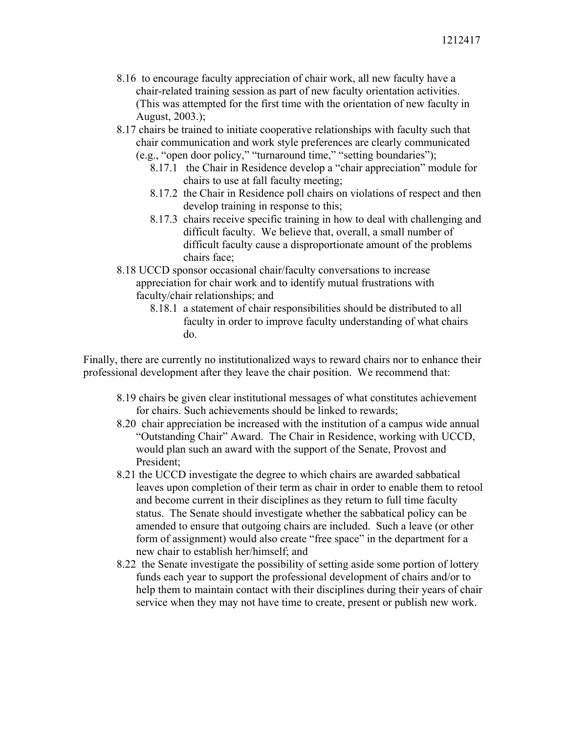8.16 to encourage faculty appreciation of chair work, all new faculty have a chair-related training session as part of new faculty orientation activities. (This was attempted for the first time with the orientation of new faculty in August, 2003.);

8.17 chairs be trained to initiate cooperative relationships with faculty such that chair communication and work style preferences are clearly communicated (e.g., "open door policy," "turnaround time," "setting boundaries");

- 8.17.1 the Chair in Residence develop a "chair appreciation" module for chairs to use at fall faculty meeting;
- 8.17.2 the Chair in Residence poll chairs on violations of respect and then develop training in response to this;
- 8.17.3 chairs receive specific training in how to deal with challenging and difficult faculty. We believe that, overall, a small number of difficult faculty cause a disproportionate amount of the problems chairs face;

8.18 UCCD sponsor occasional chair/faculty conversations to increase appreciation for chair work and to identify mutual frustrations with faculty/chair relationships; and

- 8.18.1 a statement of chair responsibilities should be distributed to all faculty in order to improve faculty understanding of what chairs do.

Finally, there are currently no institutionalized ways to reward chairs nor to enhance their professional development after they leave the chair position. We recommend that:

8.19 chairs be given clear institutional messages of what constitutes achievement for chairs. Such achievements should be linked to rewards;

8.20 chair appreciation be increased with the institution of a campus wide annual "Outstanding Chair" Award. The Chair in Residence, working with UCCD, would plan such an award with the support of the Senate, Provost and President;

8.21 the UCCD investigate the degree to which chairs are awarded sabbatical leaves upon completion of their term as chair in order to enable them to retool and become current in their disciplines as they return to full time faculty status. The Senate should investigate whether the sabbatical policy can be amended to ensure that outgoing chairs are included. Such a leave (or other form of assignment) would also create "free space" in the department for a new chair to establish her/himself; and

8.22 the Senate investigate the possibility of setting aside some portion of lottery funds each year to support the professional development of chairs and/or to help them to maintain contact with their disciplines during their years of chair service when they may not have time to create, present or publish new work.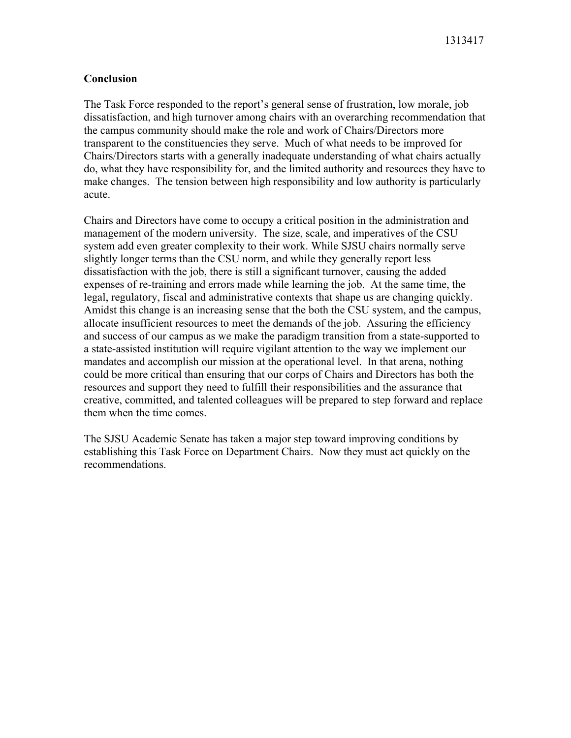## Conclusion

The Task Force responded to the report's general sense of frustration, low morale, job dissatisfaction, and high turnover among chairs with an overarching recommendation that the campus community should make the role and work of Chairs/Directors more transparent to the constituencies they serve. Much of what needs to be improved for Chairs/Directors starts with a generally inadequate understanding of what chairs actually do, what they have responsibility for, and the limited authority and resources they have to make changes. The tension between high responsibility and low authority is particularly acute.

Chairs and Directors have come to occupy a critical position in the administration and management of the modern university. The size, scale, and imperatives of the CSU system add even greater complexity to their work. While SJSU chairs normally serve slightly longer terms than the CSU norm, and while they generally report less dissatisfaction with the job, there is still a significant turnover, causing the added expenses of re-training and errors made while learning the job. At the same time, the legal, regulatory, fiscal and administrative contexts that shape us are changing quickly. Amidst this change is an increasing sense that the both the CSU system, and the campus, allocate insufficient resources to meet the demands of the job. Assuring the efficiency and success of our campus as we make the paradigm transition from a state-supported to a state-assisted institution will require vigilant attention to the way we implement our mandates and accomplish our mission at the operational level. In that arena, nothing could be more critical than ensuring that our corps of Chairs and Directors has both the resources and support they need to fulfill their responsibilities and the assurance that creative, committed, and talented colleagues will be prepared to step forward and replace them when the time comes.

The SJSU Academic Senate has taken a major step toward improving conditions by establishing this Task Force on Department Chairs. Now they must act quickly on the recommendations.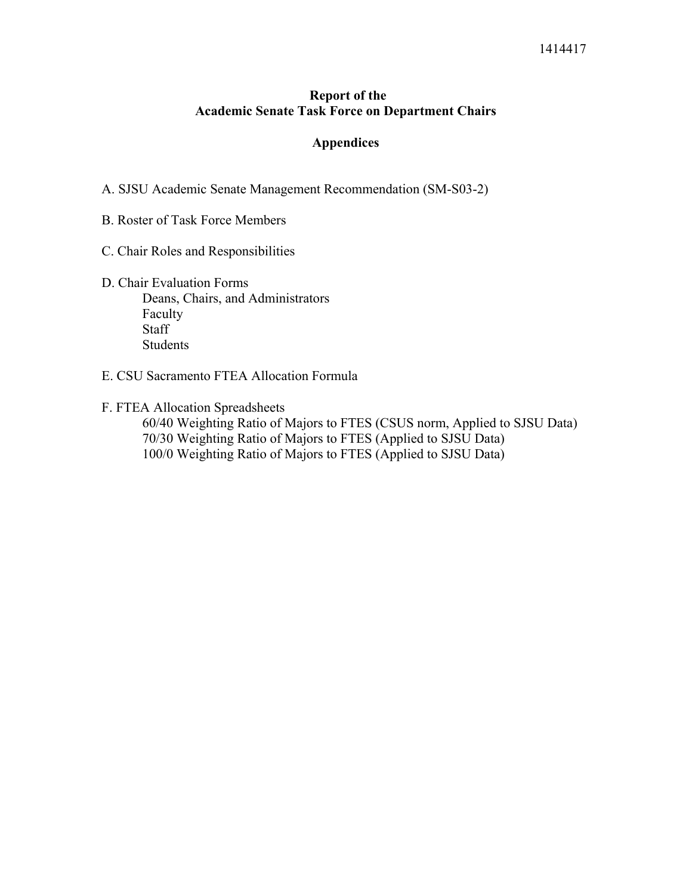1414417

**Report of the**
**Academic Senate Task Force on Department Chairs**

**Appendices**

A. SJSU Academic Senate Management Recommendation (SM-S03-2)

B. Roster of Task Force Members

C. Chair Roles and Responsibilities

D. Chair Evaluation Forms
  - Deans, Chairs, and Administrators
  - Faculty
  - Staff
  - Students

E. CSU Sacramento FTEA Allocation Formula

F. FTEA Allocation Spreadsheets
  - 60/40 Weighting Ratio of Majors to FTES (CSUS norm, Applied to SJSU Data)
  - 70/30 Weighting Ratio of Majors to FTES (Applied to SJSU Data)
  - 100/0 Weighting Ratio of Majors to FTES (Applied to SJSU Data)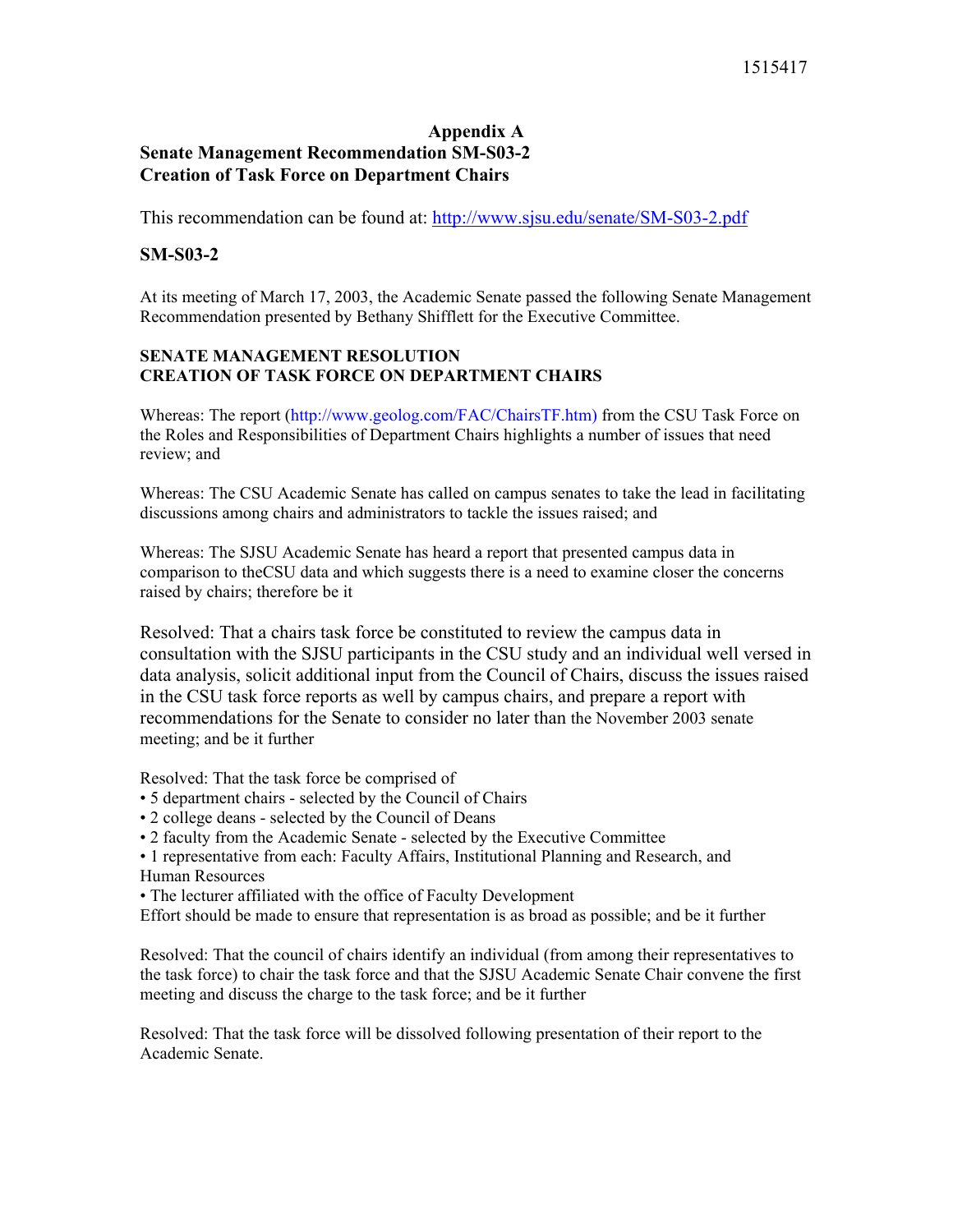# Appendix A
## Senate Management Recommendation SM-S03-2
## Creation of Task Force on Department Chairs

This recommendation can be found at: http://www.sjsu.edu/senate/SM-S03-2.pdf

### SM-S03-2

At its meeting of March 17, 2003, the Academic Senate passed the following Senate Management Recommendation presented by Bethany Shifflett for the Executive Committee.

**SENATE MANAGEMENT RESOLUTION**
**CREATION OF TASK FORCE ON DEPARTMENT CHAIRS**

Whereas: The report (http://www.geolog.com/FAC/ChairsTF.htm) from the CSU Task Force on the Roles and Responsibilities of Department Chairs highlights a number of issues that need review; and

Whereas: The CSU Academic Senate has called on campus senates to take the lead in facilitating discussions among chairs and administrators to tackle the issues raised; and

Whereas: The SJSU Academic Senate has heard a report that presented campus data in comparison to theCSU data and which suggests there is a need to examine closer the concerns raised by chairs; therefore be it

Resolved: That a chairs task force be constituted to review the campus data in consultation with the SJSU participants in the CSU study and an individual well versed in data analysis, solicit additional input from the Council of Chairs, discuss the issues raised in the CSU task force reports as well by campus chairs, and prepare a report with recommendations for the Senate to consider no later than the November 2003 senate meeting; and be it further

Resolved: That the task force be comprised of
- 5 department chairs - selected by the Council of Chairs
- 2 college deans - selected by the Council of Deans
- 2 faculty from the Academic Senate - selected by the Executive Committee
- 1 representative from each: Faculty Affairs, Institutional Planning and Research, and Human Resources
- The lecturer affiliated with the office of Faculty Development

Effort should be made to ensure that representation is as broad as possible; and be it further

Resolved: That the council of chairs identify an individual (from among their representatives to the task force) to chair the task force and that the SJSU Academic Senate Chair convene the first meeting and discuss the charge to the task force; and be it further

Resolved: That the task force will be dissolved following presentation of their report to the Academic Senate.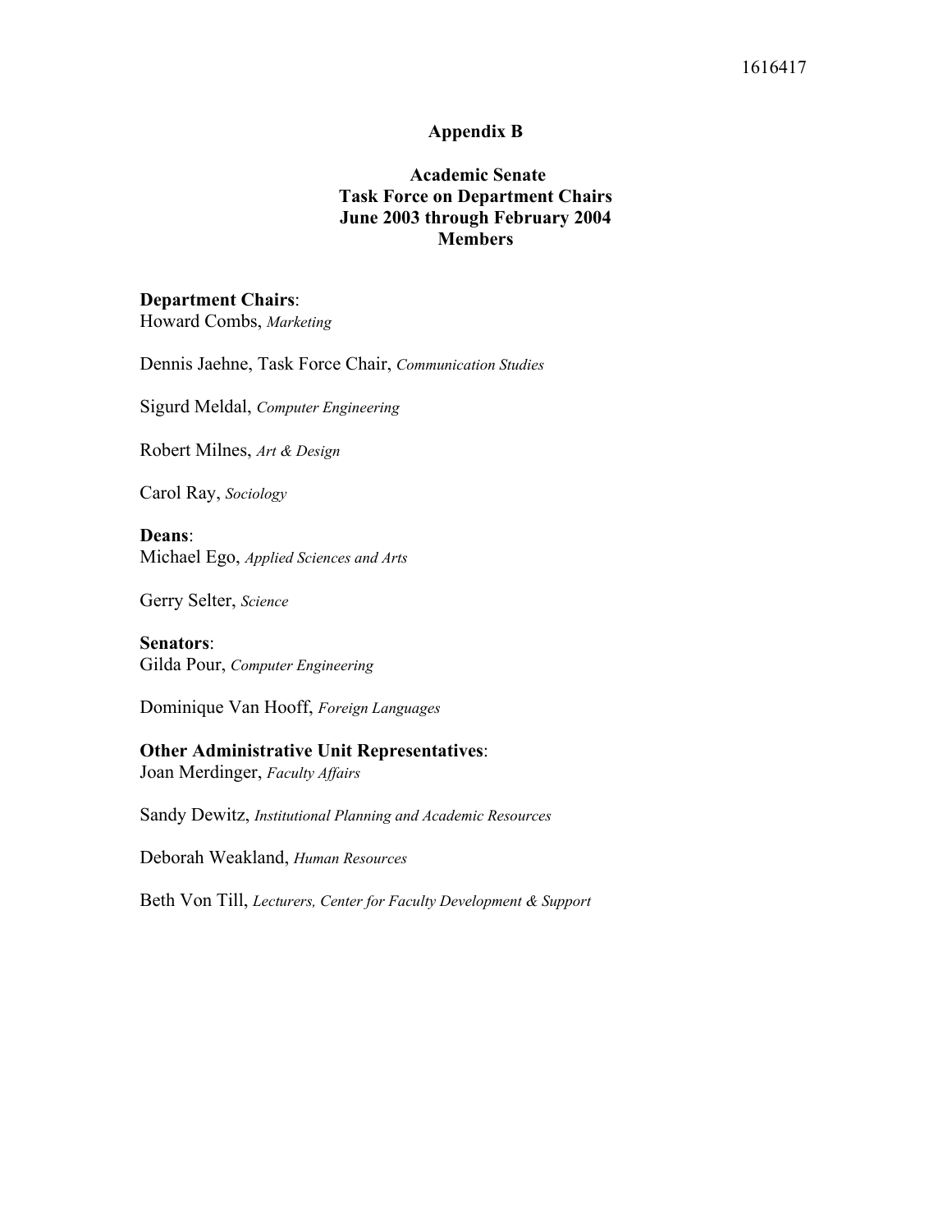# Appendix B

## Academic Senate
## Task Force on Department Chairs
## June 2003 through February 2004
## Members

**Department Chairs**:
Howard Combs, *Marketing*

Dennis Jaehne, Task Force Chair, *Communication Studies*

Sigurd Meldal, *Computer Engineering*

Robert Milnes, *Art & Design*

Carol Ray, *Sociology*

**Deans**:
Michael Ego, *Applied Sciences and Arts*

Gerry Selter, *Science*

**Senators**:
Gilda Pour, *Computer Engineering*

Dominique Van Hooff, *Foreign Languages*

**Other Administrative Unit Representatives**:
Joan Merdinger, *Faculty Affairs*

Sandy Dewitz, *Institutional Planning and Academic Resources*

Deborah Weakland, *Human Resources*

Beth Von Till, *Lecturers, Center for Faculty Development & Support*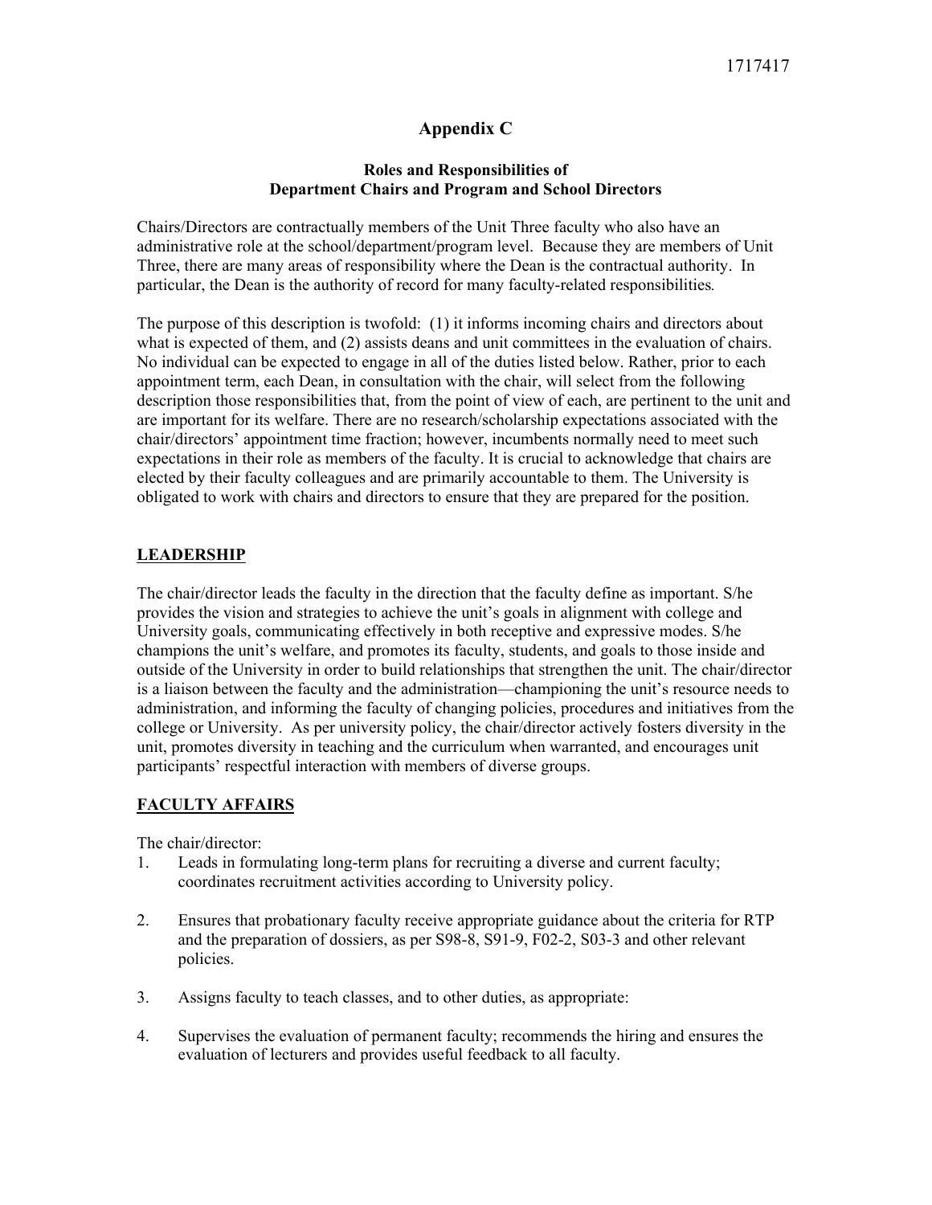# Appendix C

### Roles and Responsibilities of Department Chairs and Program and School Directors

Chairs/Directors are contractually members of the Unit Three faculty who also have an administrative role at the school/department/program level. Because they are members of Unit Three, there are many areas of responsibility where the Dean is the contractual authority. In particular, the Dean is the authority of record for many faculty-related responsibilities.

The purpose of this description is twofold: (1) it informs incoming chairs and directors about what is expected of them, and (2) assists deans and unit committees in the evaluation of chairs. No individual can be expected to engage in all of the duties listed below. Rather, prior to each appointment term, each Dean, in consultation with the chair, will select from the following description those responsibilities that, from the point of view of each, are pertinent to the unit and are important for its welfare. There are no research/scholarship expectations associated with the chair/directors' appointment time fraction; however, incumbents normally need to meet such expectations in their role as members of the faculty. It is crucial to acknowledge that chairs are elected by their faculty colleagues and are primarily accountable to them. The University is obligated to work with chairs and directors to ensure that they are prepared for the position.

## LEADERSHIP

The chair/director leads the faculty in the direction that the faculty define as important. S/he provides the vision and strategies to achieve the unit's goals in alignment with college and University goals, communicating effectively in both receptive and expressive modes. S/he champions the unit's welfare, and promotes its faculty, students, and goals to those inside and outside of the University in order to build relationships that strengthen the unit. The chair/director is a liaison between the faculty and the administration—championing the unit's resource needs to administration, and informing the faculty of changing policies, procedures and initiatives from the college or University. As per university policy, the chair/director actively fosters diversity in the unit, promotes diversity in teaching and the curriculum when warranted, and encourages unit participants' respectful interaction with members of diverse groups.

## FACULTY AFFAIRS

The chair/director:

1. Leads in formulating long-term plans for recruiting a diverse and current faculty; coordinates recruitment activities according to University policy.

2. Ensures that probationary faculty receive appropriate guidance about the criteria for RTP and the preparation of dossiers, as per S98-8, S91-9, F02-2, S03-3 and other relevant policies.

3. Assigns faculty to teach classes, and to other duties, as appropriate:

4. Supervises the evaluation of permanent faculty; recommends the hiring and ensures the evaluation of lecturers and provides useful feedback to all faculty.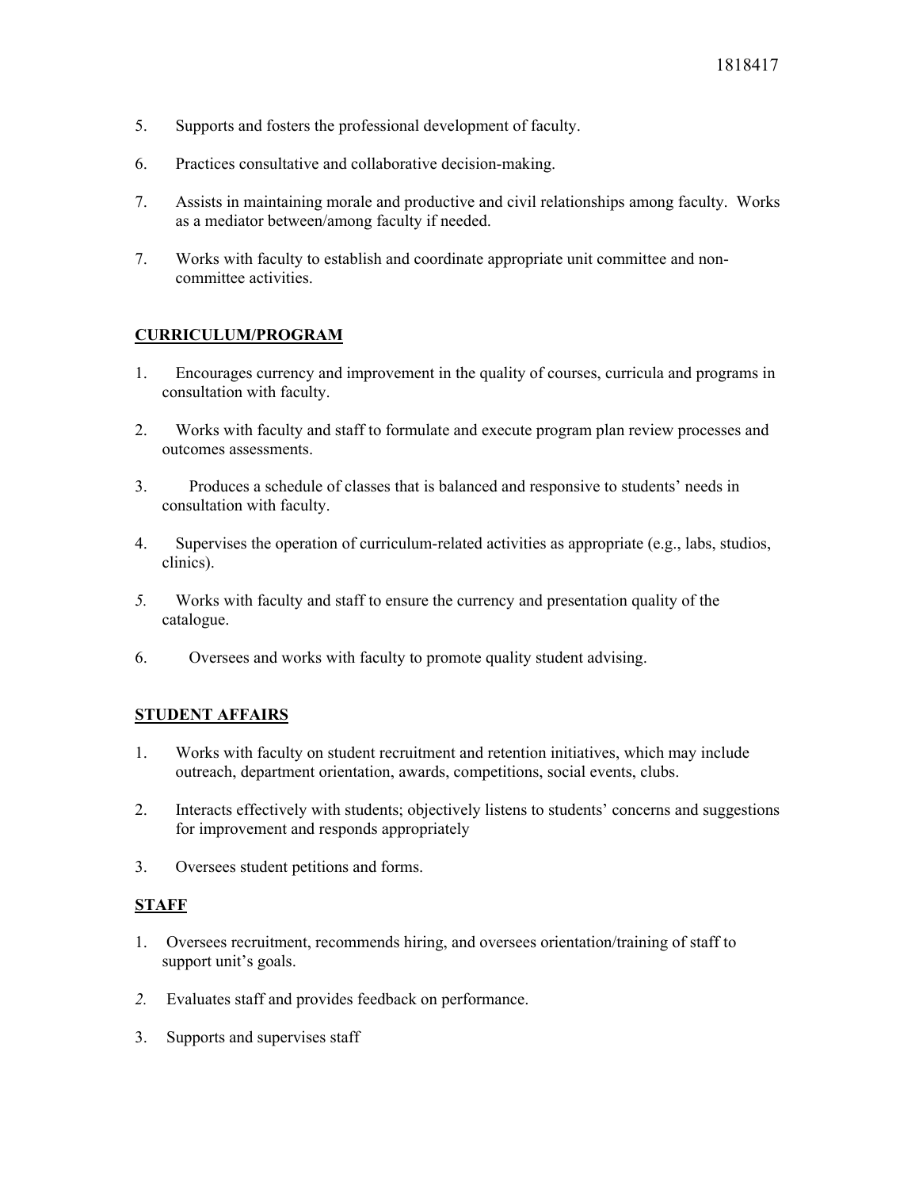5. Supports and fosters the professional development of faculty.

6. Practices consultative and collaborative decision-making.

7. Assists in maintaining morale and productive and civil relationships among faculty. Works as a mediator between/among faculty if needed.

7. Works with faculty to establish and coordinate appropriate unit committee and non-committee activities.

**CURRICULUM/PROGRAM**

1. Encourages currency and improvement in the quality of courses, curricula and programs in consultation with faculty.

2. Works with faculty and staff to formulate and execute program plan review processes and outcomes assessments.

3. Produces a schedule of classes that is balanced and responsive to students' needs in consultation with faculty.

4. Supervises the operation of curriculum-related activities as appropriate (e.g., labs, studios, clinics).

5. Works with faculty and staff to ensure the currency and presentation quality of the catalogue.

6. Oversees and works with faculty to promote quality student advising.

**STUDENT AFFAIRS**

1. Works with faculty on student recruitment and retention initiatives, which may include outreach, department orientation, awards, competitions, social events, clubs.

2. Interacts effectively with students; objectively listens to students' concerns and suggestions for improvement and responds appropriately

3. Oversees student petitions and forms.

**STAFF**

1. Oversees recruitment, recommends hiring, and oversees orientation/training of staff to support unit's goals.

2. Evaluates staff and provides feedback on performance.

3. Supports and supervises staff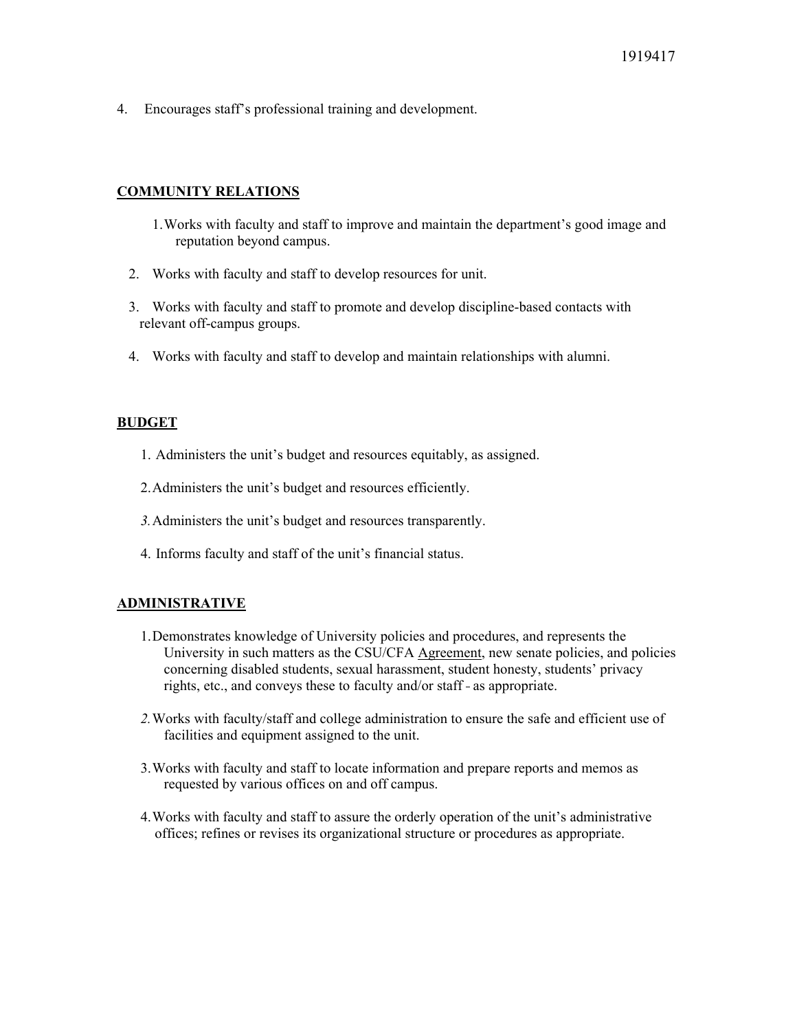4. Encourages staff's professional training and development.

**COMMUNITY RELATIONS**

1. Works with faculty and staff to improve and maintain the department's good image and reputation beyond campus.
2. Works with faculty and staff to develop resources for unit.
3. Works with faculty and staff to promote and develop discipline-based contacts with relevant off-campus groups.
4. Works with faculty and staff to develop and maintain relationships with alumni.

**BUDGET**

1. Administers the unit's budget and resources equitably, as assigned.
2. Administers the unit's budget and resources efficiently.
3. Administers the unit's budget and resources transparently.
4. Informs faculty and staff of the unit's financial status.

**ADMINISTRATIVE**

1. Demonstrates knowledge of University policies and procedures, and represents the University in such matters as the CSU/CFA Agreement, new senate policies, and policies concerning disabled students, sexual harassment, student honesty, students' privacy rights, etc., and conveys these to faculty and/or staff - as appropriate.
2. Works with faculty/staff and college administration to ensure the safe and efficient use of facilities and equipment assigned to the unit.
3. Works with faculty and staff to locate information and prepare reports and memos as requested by various offices on and off campus.
4. Works with faculty and staff to assure the orderly operation of the unit's administrative offices; refines or revises its organizational structure or procedures as appropriate.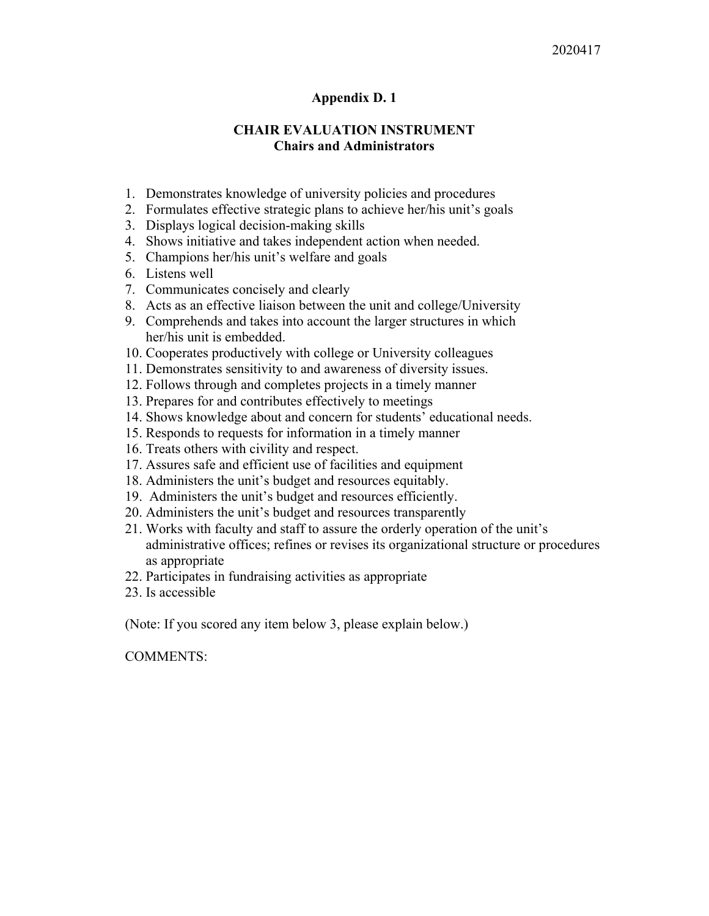2020417

**Appendix D. 1**

**CHAIR EVALUATION INSTRUMENT**
**Chairs and Administrators**

1. Demonstrates knowledge of university policies and procedures
2. Formulates effective strategic plans to achieve her/his unit's goals
3. Displays logical decision-making skills
4. Shows initiative and takes independent action when needed.
5. Champions her/his unit's welfare and goals
6. Listens well
7. Communicates concisely and clearly
8. Acts as an effective liaison between the unit and college/University
9. Comprehends and takes into account the larger structures in which her/his unit is embedded.
10. Cooperates productively with college or University colleagues
11. Demonstrates sensitivity to and awareness of diversity issues.
12. Follows through and completes projects in a timely manner
13. Prepares for and contributes effectively to meetings
14. Shows knowledge about and concern for students' educational needs.
15. Responds to requests for information in a timely manner
16. Treats others with civility and respect.
17. Assures safe and efficient use of facilities and equipment
18. Administers the unit's budget and resources equitably.
19. Administers the unit's budget and resources efficiently.
20. Administers the unit's budget and resources transparently
21. Works with faculty and staff to assure the orderly operation of the unit's administrative offices; refines or revises its organizational structure or procedures as appropriate
22. Participates in fundraising activities as appropriate
23. Is accessible

(Note: If you scored any item below 3, please explain below.)

COMMENTS: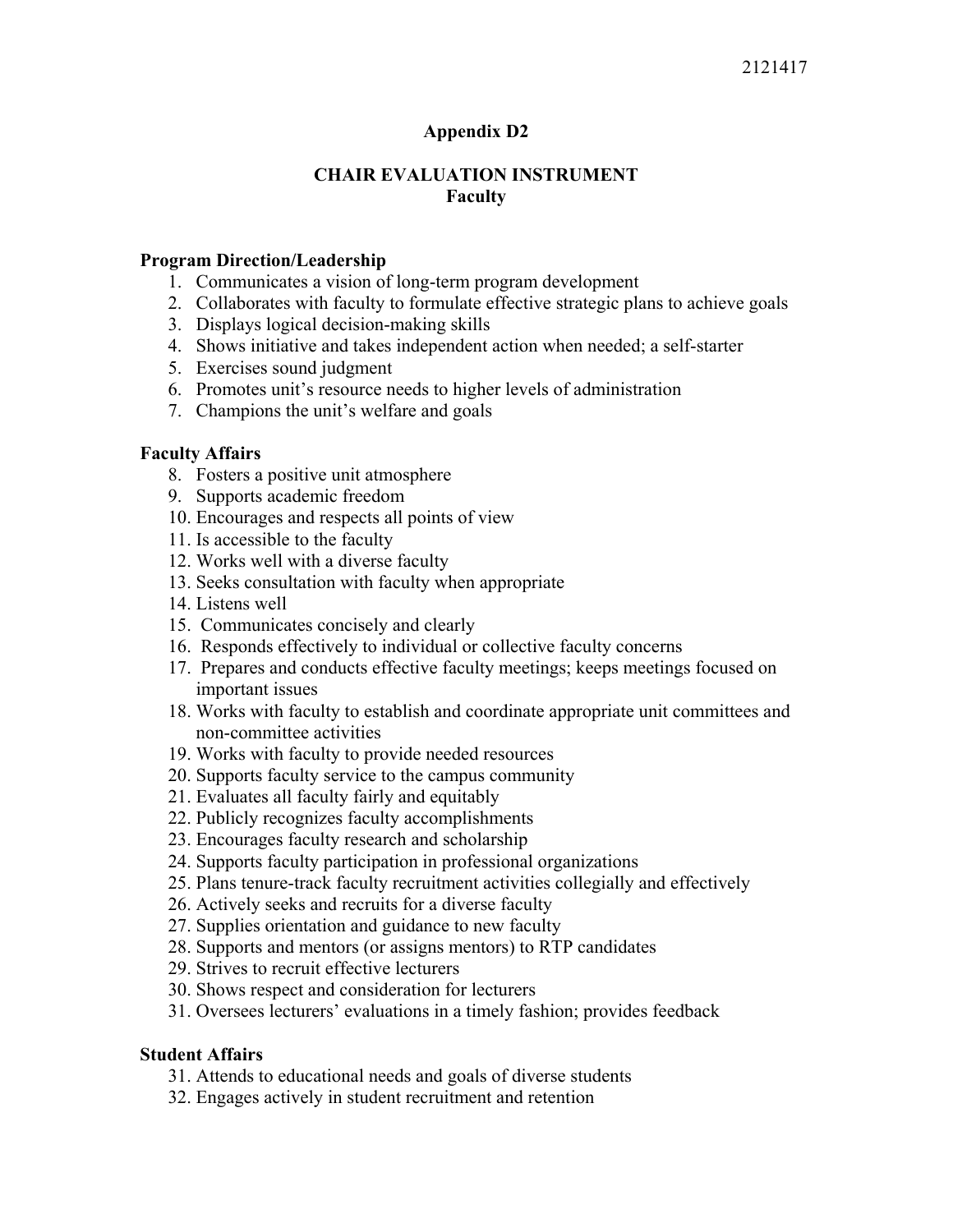## Appendix D2

## CHAIR EVALUATION INSTRUMENT
### Faculty

**Program Direction/Leadership**

1. Communicates a vision of long-term program development
2. Collaborates with faculty to formulate effective strategic plans to achieve goals
3. Displays logical decision-making skills
4. Shows initiative and takes independent action when needed; a self-starter
5. Exercises sound judgment
6. Promotes unit's resource needs to higher levels of administration
7. Champions the unit's welfare and goals

**Faculty Affairs**

8. Fosters a positive unit atmosphere
9. Supports academic freedom
10. Encourages and respects all points of view
11. Is accessible to the faculty
12. Works well with a diverse faculty
13. Seeks consultation with faculty when appropriate
14. Listens well
15. Communicates concisely and clearly
16. Responds effectively to individual or collective faculty concerns
17. Prepares and conducts effective faculty meetings; keeps meetings focused on important issues
18. Works with faculty to establish and coordinate appropriate unit committees and non-committee activities
19. Works with faculty to provide needed resources
20. Supports faculty service to the campus community
21. Evaluates all faculty fairly and equitably
22. Publicly recognizes faculty accomplishments
23. Encourages faculty research and scholarship
24. Supports faculty participation in professional organizations
25. Plans tenure-track faculty recruitment activities collegially and effectively
26. Actively seeks and recruits for a diverse faculty
27. Supplies orientation and guidance to new faculty
28. Supports and mentors (or assigns mentors) to RTP candidates
29. Strives to recruit effective lecturers
30. Shows respect and consideration for lecturers
31. Oversees lecturers' evaluations in a timely fashion; provides feedback

**Student Affairs**

31\. Attends to educational needs and goals of diverse students  
32\. Engages actively in student recruitment and retention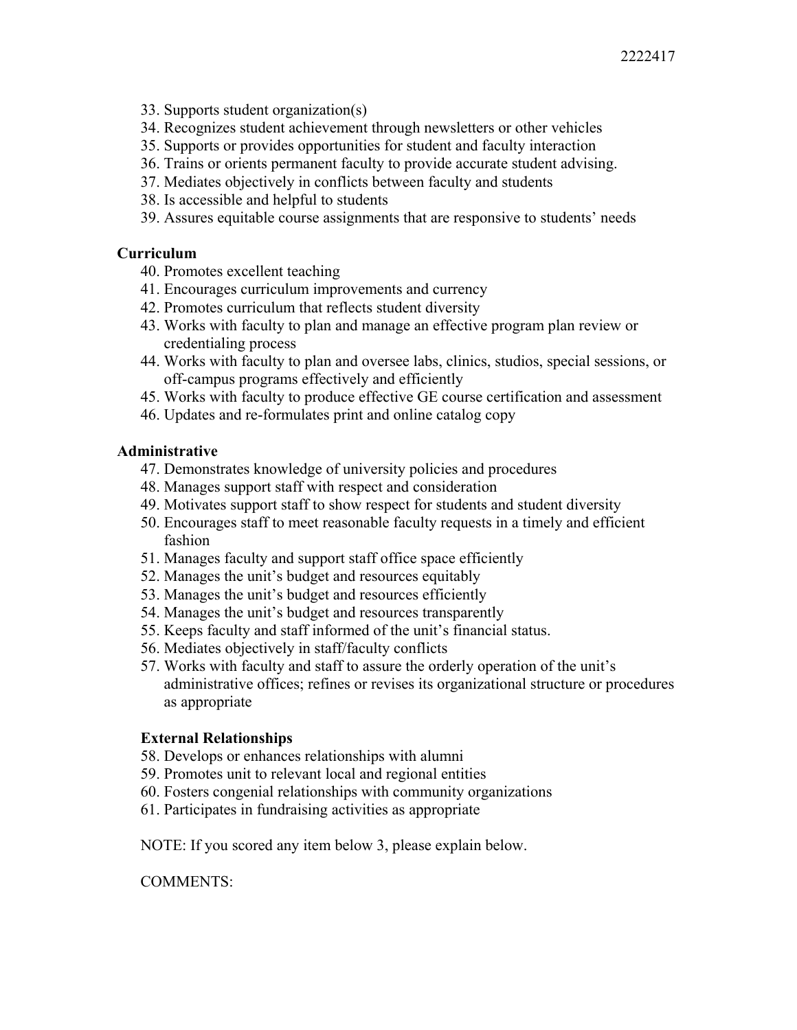33. Supports student organization(s)
34. Recognizes student achievement through newsletters or other vehicles
35. Supports or provides opportunities for student and faculty interaction
36. Trains or orients permanent faculty to provide accurate student advising.
37. Mediates objectively in conflicts between faculty and students
38. Is accessible and helpful to students
39. Assures equitable course assignments that are responsive to students' needs

**Curriculum**

40. Promotes excellent teaching
41. Encourages curriculum improvements and currency
42. Promotes curriculum that reflects student diversity
43. Works with faculty to plan and manage an effective program plan review or credentialing process
44. Works with faculty to plan and oversee labs, clinics, studios, special sessions, or off-campus programs effectively and efficiently
45. Works with faculty to produce effective GE course certification and assessment
46. Updates and re-formulates print and online catalog copy

**Administrative**

47. Demonstrates knowledge of university policies and procedures
48. Manages support staff with respect and consideration
49. Motivates support staff to show respect for students and student diversity
50. Encourages staff to meet reasonable faculty requests in a timely and efficient fashion
51. Manages faculty and support staff office space efficiently
52. Manages the unit's budget and resources equitably
53. Manages the unit's budget and resources efficiently
54. Manages the unit's budget and resources transparently
55. Keeps faculty and staff informed of the unit's financial status.
56. Mediates objectively in staff/faculty conflicts
57. Works with faculty and staff to assure the orderly operation of the unit's administrative offices; refines or revises its organizational structure or procedures as appropriate

**External Relationships**

58. Develops or enhances relationships with alumni
59. Promotes unit to relevant local and regional entities
60. Fosters congenial relationships with community organizations
61. Participates in fundraising activities as appropriate

NOTE: If you scored any item below 3, please explain below.

COMMENTS: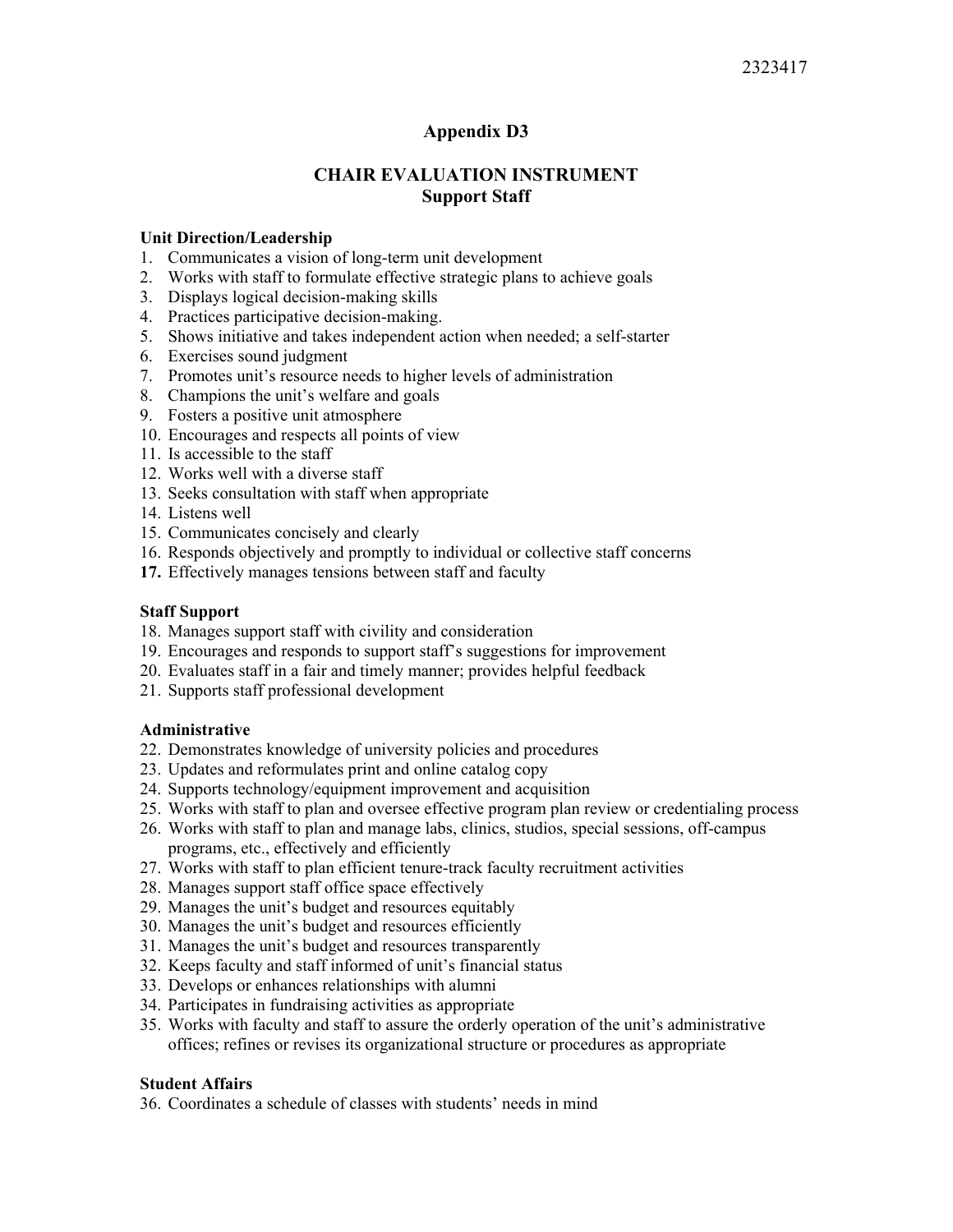## Appendix D3

## CHAIR EVALUATION INSTRUMENT
### Support Staff

**Unit Direction/Leadership**

1. Communicates a vision of long-term unit development
2. Works with staff to formulate effective strategic plans to achieve goals
3. Displays logical decision-making skills
4. Practices participative decision-making.
5. Shows initiative and takes independent action when needed; a self-starter
6. Exercises sound judgment
7. Promotes unit's resource needs to higher levels of administration
8. Champions the unit's welfare and goals
9. Fosters a positive unit atmosphere
10. Encourages and respects all points of view
11. Is accessible to the staff
12. Works well with a diverse staff
13. Seeks consultation with staff when appropriate
14. Listens well
15. Communicates concisely and clearly
16. Responds objectively and promptly to individual or collective staff concerns
17. Effectively manages tensions between staff and faculty

**Staff Support**

18. Manages support staff with civility and consideration
19. Encourages and responds to support staff's suggestions for improvement
20. Evaluates staff in a fair and timely manner; provides helpful feedback
21. Supports staff professional development

**Administrative**

22. Demonstrates knowledge of university policies and procedures
23. Updates and reformulates print and online catalog copy
24. Supports technology/equipment improvement and acquisition
25. Works with staff to plan and oversee effective program plan review or credentialing process
26. Works with staff to plan and manage labs, clinics, studios, special sessions, off-campus programs, etc., effectively and efficiently
27. Works with staff to plan efficient tenure-track faculty recruitment activities
28. Manages support staff office space effectively
29. Manages the unit's budget and resources equitably
30. Manages the unit's budget and resources efficiently
31. Manages the unit's budget and resources transparently
32. Keeps faculty and staff informed of unit's financial status
33. Develops or enhances relationships with alumni
34. Participates in fundraising activities as appropriate
35. Works with faculty and staff to assure the orderly operation of the unit's administrative offices; refines or revises its organizational structure or procedures as appropriate

**Student Affairs**

36. Coordinates a schedule of classes with students' needs in mind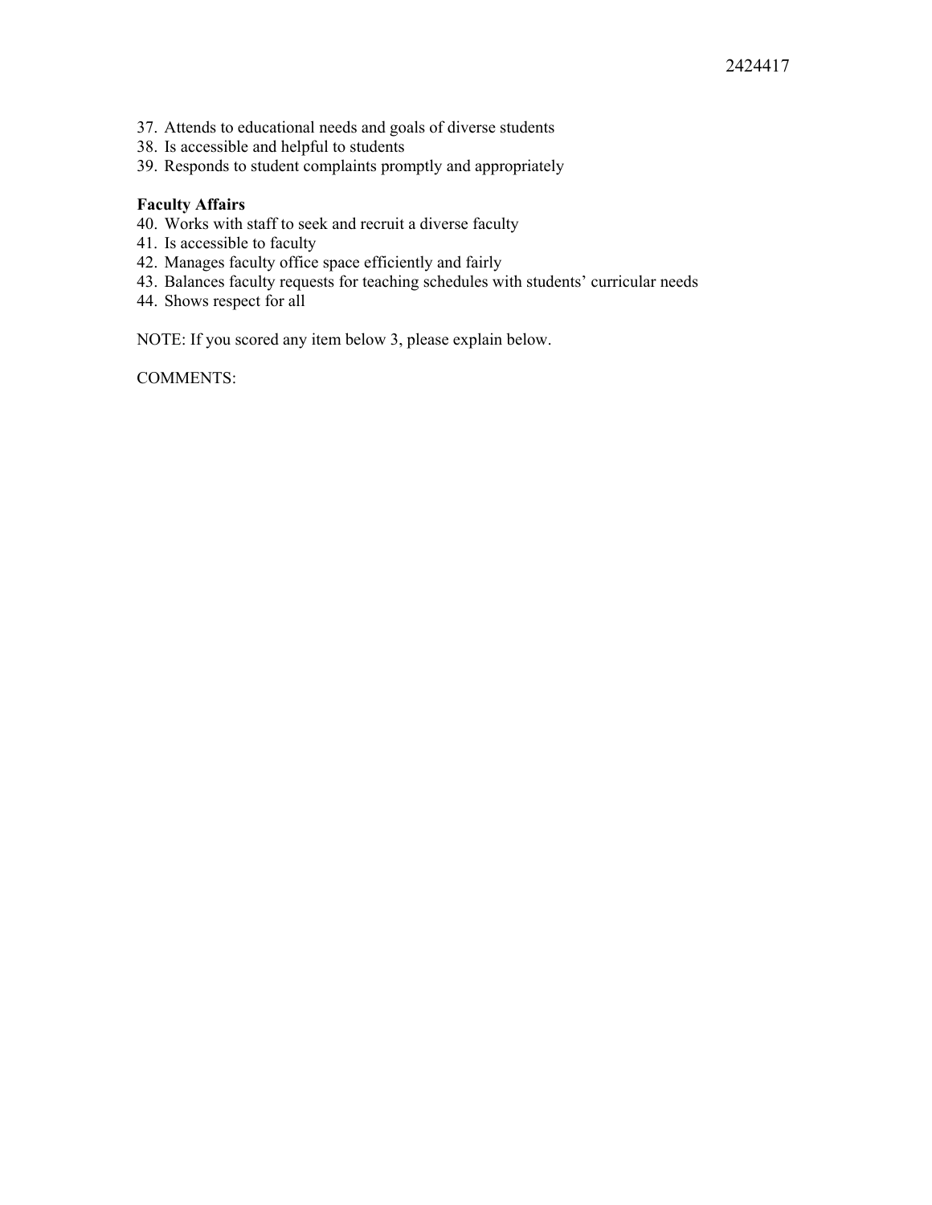37. Attends to educational needs and goals of diverse students
38. Is accessible and helpful to students
39. Responds to student complaints promptly and appropriately

**Faculty Affairs**

40. Works with staff to seek and recruit a diverse faculty
41. Is accessible to faculty
42. Manages faculty office space efficiently and fairly
43. Balances faculty requests for teaching schedules with students' curricular needs
44. Shows respect for all

NOTE: If you scored any item below 3, please explain below.

COMMENTS: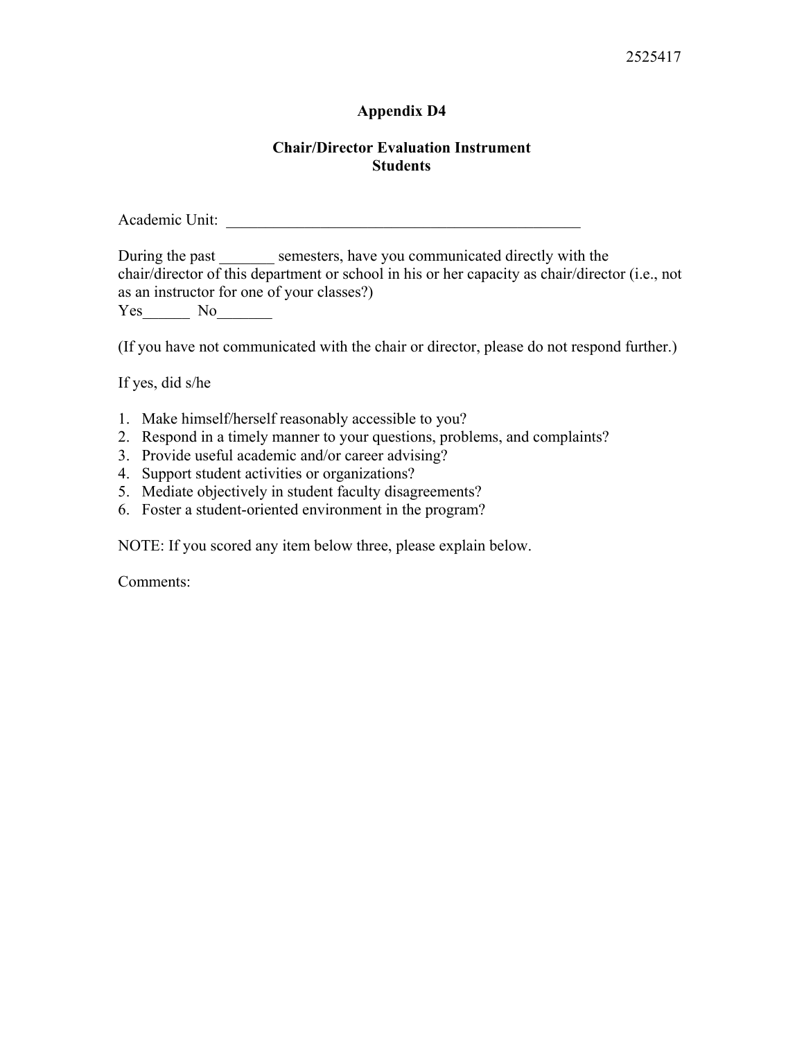2525417

## Appendix D4

### Chair/Director Evaluation Instrument
### Students

Academic Unit: ________________________________________________

During the past _______ semesters, have you communicated directly with the chair/director of this department or school in his or her capacity as chair/director (i.e., not as an instructor for one of your classes?)
Yes______ No_______

(If you have not communicated with the chair or director, please do not respond further.)

If yes, did s/he

1. Make himself/herself reasonably accessible to you?
2. Respond in a timely manner to your questions, problems, and complaints?
3. Provide useful academic and/or career advising?
4. Support student activities or organizations?
5. Mediate objectively in student faculty disagreements?
6. Foster a student-oriented environment in the program?

NOTE: If you scored any item below three, please explain below.

Comments: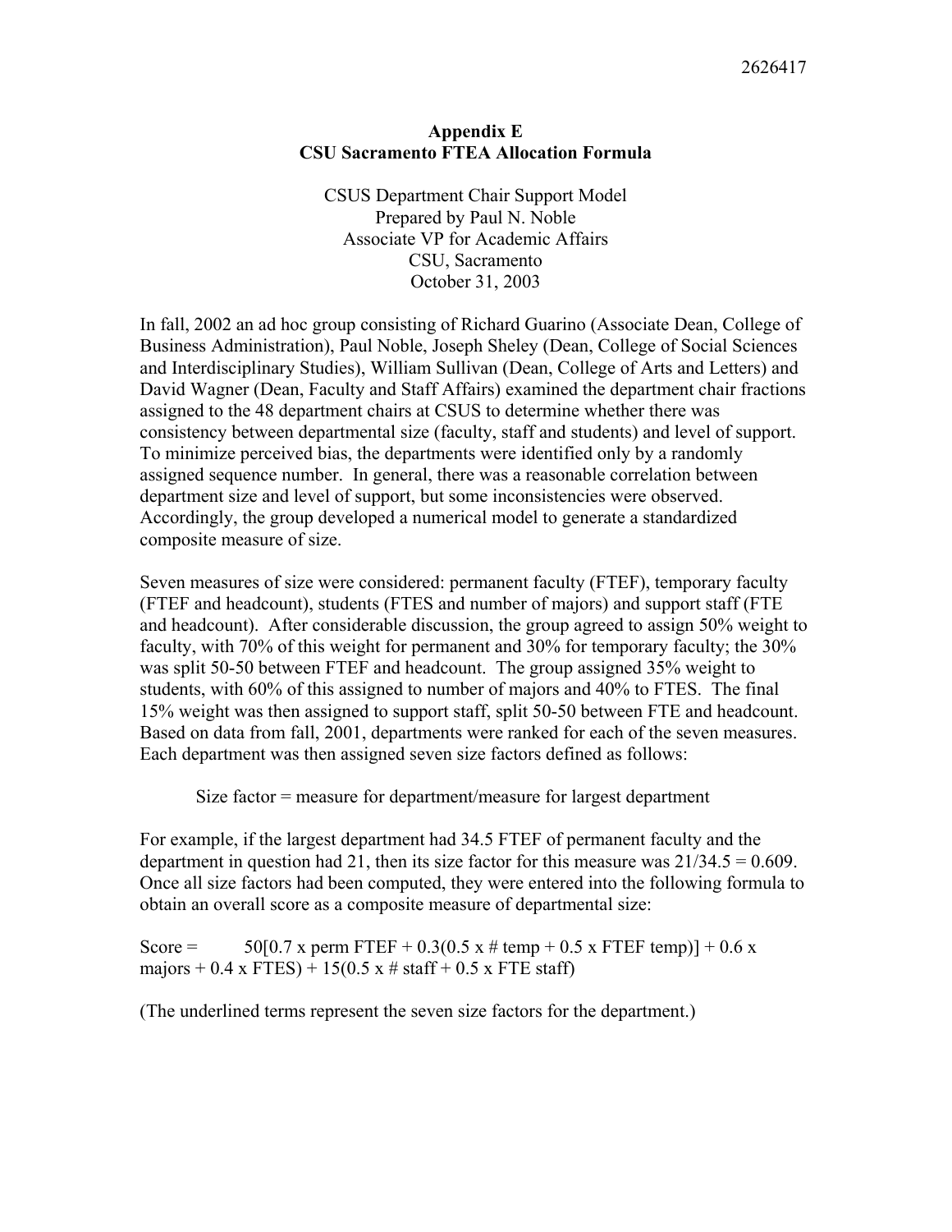## Appendix E
## CSU Sacramento FTEA Allocation Formula

CSUS Department Chair Support Model
Prepared by Paul N. Noble
Associate VP for Academic Affairs
CSU, Sacramento
October 31, 2003

In fall, 2002 an ad hoc group consisting of Richard Guarino (Associate Dean, College of Business Administration), Paul Noble, Joseph Sheley (Dean, College of Social Sciences and Interdisciplinary Studies), William Sullivan (Dean, College of Arts and Letters) and David Wagner (Dean, Faculty and Staff Affairs) examined the department chair fractions assigned to the 48 department chairs at CSUS to determine whether there was consistency between departmental size (faculty, staff and students) and level of support. To minimize perceived bias, the departments were identified only by a randomly assigned sequence number. In general, there was a reasonable correlation between department size and level of support, but some inconsistencies were observed. Accordingly, the group developed a numerical model to generate a standardized composite measure of size.

Seven measures of size were considered: permanent faculty (FTEF), temporary faculty (FTEF and headcount), students (FTES and number of majors) and support staff (FTE and headcount). After considerable discussion, the group agreed to assign 50% weight to faculty, with 70% of this weight for permanent and 30% for temporary faculty; the 30% was split 50-50 between FTEF and headcount. The group assigned 35% weight to students, with 60% of this assigned to number of majors and 40% to FTES. The final 15% weight was then assigned to support staff, split 50-50 between FTE and headcount. Based on data from fall, 2001, departments were ranked for each of the seven measures. Each department was then assigned seven size factors defined as follows:

Size factor = measure for department/measure for largest department

For example, if the largest department had 34.5 FTEF of permanent faculty and the department in question had 21, then its size factor for this measure was 21/34.5 = 0.609. Once all size factors had been computed, they were entered into the following formula to obtain an overall score as a composite measure of departmental size:

Score = 50[0.7 x perm FTEF + 0.3(0.5 x # temp + 0.5 x FTEF temp)] + 0.6 x majors + 0.4 x FTES) + 15(0.5 x # staff + 0.5 x FTE staff)

(The underlined terms represent the seven size factors for the department.)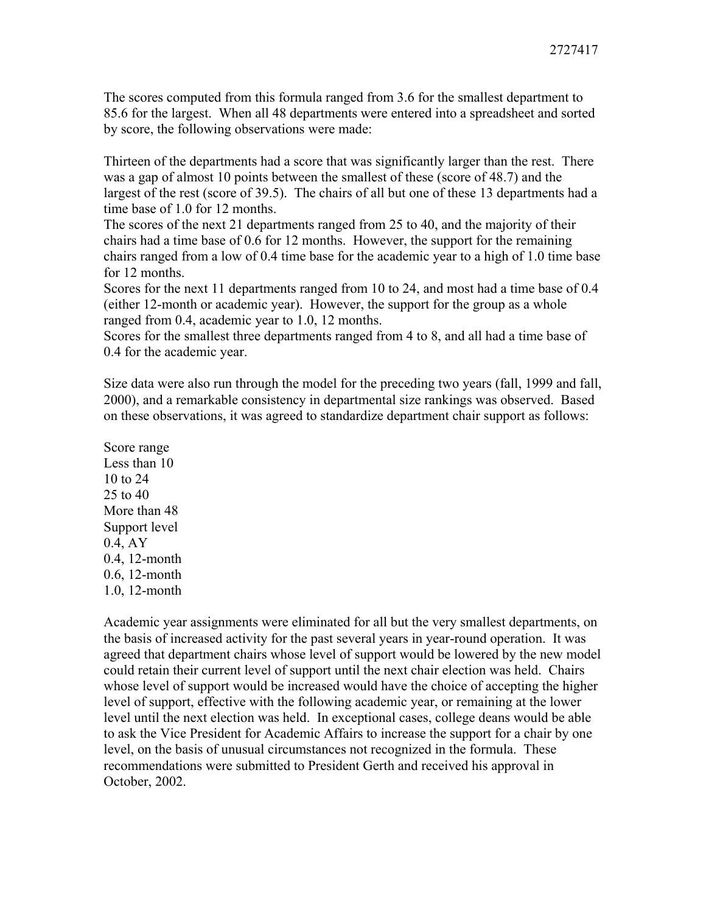The scores computed from this formula ranged from 3.6 for the smallest department to 85.6 for the largest. When all 48 departments were entered into a spreadsheet and sorted by score, the following observations were made:

Thirteen of the departments had a score that was significantly larger than the rest. There was a gap of almost 10 points between the smallest of these (score of 48.7) and the largest of the rest (score of 39.5). The chairs of all but one of these 13 departments had a time base of 1.0 for 12 months.

The scores of the next 21 departments ranged from 25 to 40, and the majority of their chairs had a time base of 0.6 for 12 months. However, the support for the remaining chairs ranged from a low of 0.4 time base for the academic year to a high of 1.0 time base for 12 months.

Scores for the next 11 departments ranged from 10 to 24, and most had a time base of 0.4 (either 12-month or academic year). However, the support for the group as a whole ranged from 0.4, academic year to 1.0, 12 months.

Scores for the smallest three departments ranged from 4 to 8, and all had a time base of 0.4 for the academic year.

Size data were also run through the model for the preceding two years (fall, 1999 and fall, 2000), and a remarkable consistency in departmental size rankings was observed. Based on these observations, it was agreed to standardize department chair support as follows:

| Score range | Support level |
|---|---|
| Less than 10 | 0.4, AY |
| 10 to 24 | 0.4, 12-month |
| 25 to 40 | 0.6, 12-month |
| More than 48 | 1.0, 12-month |

Academic year assignments were eliminated for all but the very smallest departments, on the basis of increased activity for the past several years in year-round operation. It was agreed that department chairs whose level of support would be lowered by the new model could retain their current level of support until the next chair election was held. Chairs whose level of support would be increased would have the choice of accepting the higher level of support, effective with the following academic year, or remaining at the lower level until the next election was held. In exceptional cases, college deans would be able to ask the Vice President for Academic Affairs to increase the support for a chair by one level, on the basis of unusual circumstances not recognized in the formula. These recommendations were submitted to President Gerth and received his approval in October, 2002.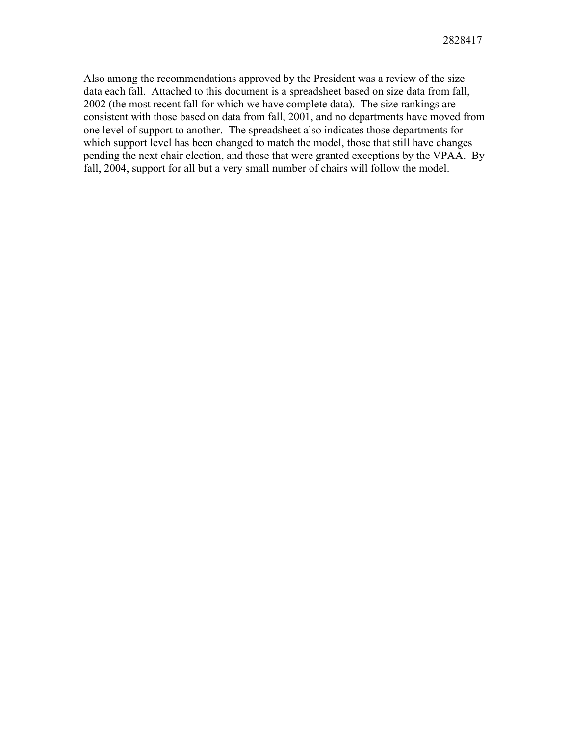Also among the recommendations approved by the President was a review of the size data each fall. Attached to this document is a spreadsheet based on size data from fall, 2002 (the most recent fall for which we have complete data). The size rankings are consistent with those based on data from fall, 2001, and no departments have moved from one level of support to another. The spreadsheet also indicates those departments for which support level has been changed to match the model, those that still have changes pending the next chair election, and those that were granted exceptions by the VPAA. By fall, 2004, support for all but a very small number of chairs will follow the model.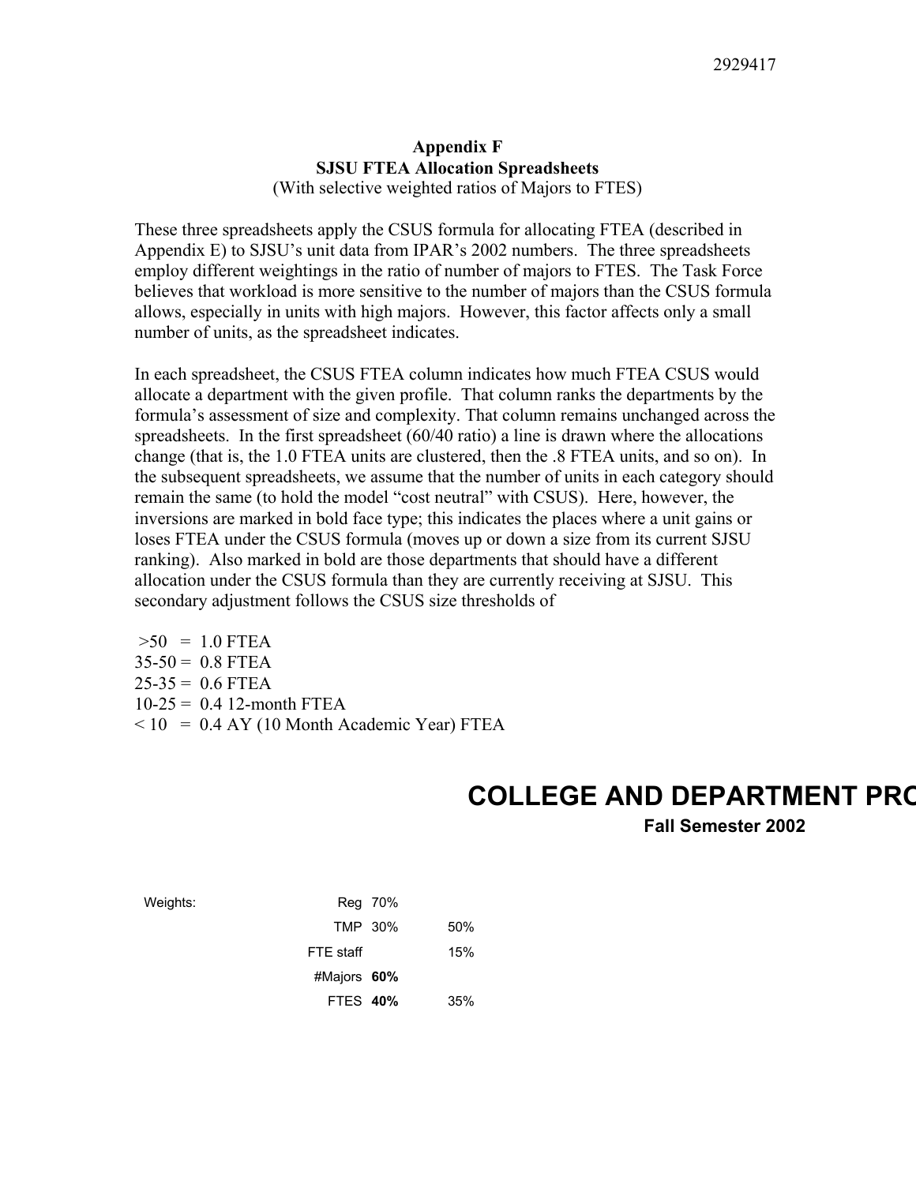### Appendix F
### SJSU FTEA Allocation Spreadsheets
(With selective weighted ratios of Majors to FTES)

These three spreadsheets apply the CSUS formula for allocating FTEA (described in Appendix E) to SJSU's unit data from IPAR's 2002 numbers. The three spreadsheets employ different weightings in the ratio of number of majors to FTES. The Task Force believes that workload is more sensitive to the number of majors than the CSUS formula allows, especially in units with high majors. However, this factor affects only a small number of units, as the spreadsheet indicates.

In each spreadsheet, the CSUS FTEA column indicates how much FTEA CSUS would allocate a department with the given profile. That column ranks the departments by the formula's assessment of size and complexity. That column remains unchanged across the spreadsheets. In the first spreadsheet (60/40 ratio) a line is drawn where the allocations change (that is, the 1.0 FTEA units are clustered, then the .8 FTEA units, and so on). In the subsequent spreadsheets, we assume that the number of units in each category should remain the same (to hold the model "cost neutral" with CSUS). Here, however, the inversions are marked in bold face type; this indicates the places where a unit gains or loses FTEA under the CSUS formula (moves up or down a size from its current SJSU ranking). Also marked in bold are those departments that should have a different allocation under the CSUS formula than they are currently receiving at SJSU. This secondary adjustment follows the CSUS size thresholds of

>50 = 1.0 FTEA
35-50 = 0.8 FTEA
25-35 = 0.6 FTEA
10-25 = 0.4 12-month FTEA
< 10 = 0.4 AY (10 Month Academic Year) FTEA

## COLLEGE AND DEPARTMENT PRO

**Fall Semester 2002**

| Weights: | | | |
|---|---|---|---|
| | Reg | 70% | |
| | TMP | 30% | 50% |
| | FTE staff | | 15% |
| | #Majors | **60%** | |
| | FTES | **40%** | 35% |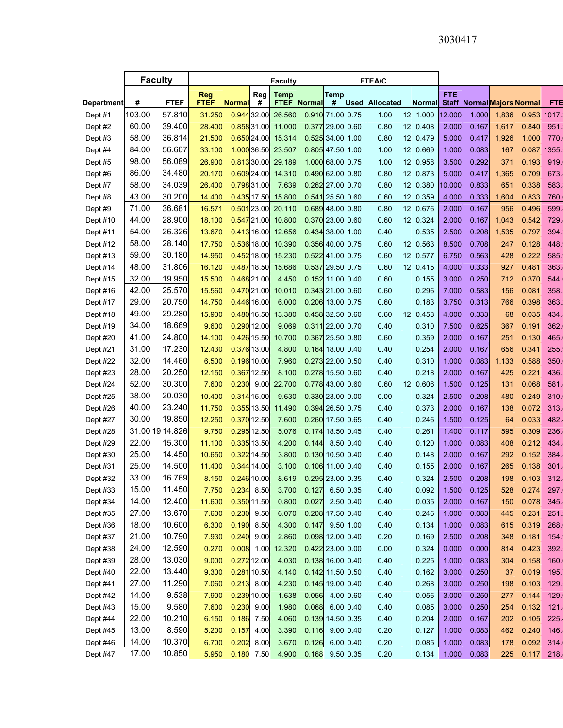3030417

| | Faculty | | Faculty | | | | | FTEA/C | | | | | | | | | |
|---|---|---|---|---|---|---|---|---|---|---|---|---|---|---|---|---|---|
| Department | # | FTEF | Reg FTEF | Normal | Reg # | Temp FTEF | Normal | Temp # | Used | Allocated | | Normal | FTE Staff | Normal | Majors | Normal | FTE |
| Dept #1 | 103.00 | 57.810 | 31.250 | 0.944 | 32.00 | 26.560 | 0.910 | 71.00 | 0.75 | 1.00 | 12 | 1.000 | 12.000 | 1.000 | 1,836 | 0.953 | 1017.2 |
| Dept #2 | 60.00 | 39.400 | 28.400 | 0.858 | 31.00 | 11.000 | 0.377 | 29.00 | 0.60 | 0.80 | 12 | 0.408 | 2.000 | 0.167 | 1,617 | 0.840 | 951.2 |
| Dept #3 | 58.00 | 36.814 | 21.500 | 0.650 | 24.00 | 15.314 | 0.525 | 34.00 | 1.00 | 0.80 | 12 | 0.479 | 5.000 | 0.417 | 1,926 | 1.000 | 770.0 |
| Dept #4 | 84.00 | 56.607 | 33.100 | 1.000 | 36.50 | 23.507 | 0.805 | 47.50 | 1.00 | 1.00 | 12 | 0.669 | 1.000 | 0.083 | 167 | 0.087 | 1355.9 |
| Dept #5 | 98.00 | 56.089 | 26.900 | 0.813 | 30.00 | 29.189 | 1.000 | 68.00 | 0.75 | 1.00 | 12 | 0.958 | 3.500 | 0.292 | 371 | 0.193 | 919.0 |
| Dept #6 | 86.00 | 34.480 | 20.170 | 0.609 | 24.00 | 14.310 | 0.490 | 62.00 | 0.80 | 0.80 | 12 | 0.873 | 5.000 | 0.417 | 1,365 | 0.709 | 673.8 |
| Dept #7 | 58.00 | 34.039 | 26.400 | 0.798 | 31.00 | 7.639 | 0.262 | 27.00 | 0.70 | 0.80 | 12 | 0.380 | 10.000 | 0.833 | 651 | 0.338 | 583.3 |
| Dept #8 | 43.00 | 30.200 | 14.400 | 0.435 | 17.50 | 15.800 | 0.541 | 25.50 | 0.60 | 0.60 | 12 | 0.359 | 4.000 | 0.333 | 1,604 | 0.833 | 760.0 |
| Dept #9 | 71.00 | 36.681 | 16.571 | 0.501 | 23.00 | 20.110 | 0.689 | 48.00 | 0.80 | 0.80 | 12 | 0.676 | 2.000 | 0.167 | 956 | 0.496 | 599.8 |
| Dept #10 | 44.00 | 28.900 | 18.100 | 0.547 | 21.00 | 10.800 | 0.370 | 23.00 | 0.60 | 0.60 | 12 | 0.324 | 2.000 | 0.167 | 1,043 | 0.542 | 729.4 |
| Dept #11 | 54.00 | 26.326 | 13.670 | 0.413 | 16.00 | 12.656 | 0.434 | 38.00 | 1.00 | 0.40 | | 0.535 | 2.500 | 0.208 | 1,535 | 0.797 | 394.3 |
| Dept #12 | 58.00 | 28.140 | 17.750 | 0.536 | 18.00 | 10.390 | 0.356 | 40.00 | 0.75 | 0.60 | 12 | 0.563 | 8.500 | 0.708 | 247 | 0.128 | 448.9 |
| Dept #13 | 59.00 | 30.180 | 14.950 | 0.452 | 18.00 | 15.230 | 0.522 | 41.00 | 0.75 | 0.60 | 12 | 0.577 | 6.750 | 0.563 | 428 | 0.222 | 585.9 |
| Dept #14 | 48.00 | 31.806 | 16.120 | 0.487 | 18.50 | 15.686 | 0.537 | 29.50 | 0.75 | 0.60 | 12 | 0.415 | 4.000 | 0.333 | 927 | 0.481 | 363.4 |
| Dept #15 | 32.00 | 19.950 | 15.500 | 0.468 | 21.00 | 4.450 | 0.152 | 11.00 | 0.40 | 0.60 | | 0.155 | 3.000 | 0.250 | 712 | 0.370 | 544.0 |
| Dept #16 | 42.00 | 25.570 | 15.560 | 0.470 | 21.00 | 10.010 | 0.343 | 21.00 | 0.60 | 0.60 | | 0.296 | 7.000 | 0.583 | 156 | 0.081 | 358.3 |
| Dept #17 | 29.00 | 20.750 | 14.750 | 0.446 | 16.00 | 6.000 | 0.206 | 13.00 | 0.75 | 0.60 | | 0.183 | 3.750 | 0.313 | 766 | 0.398 | 363.2 |
| Dept #18 | 49.00 | 29.280 | 15.900 | 0.480 | 16.50 | 13.380 | 0.458 | 32.50 | 0.60 | 0.60 | 12 | 0.458 | 4.000 | 0.333 | 68 | 0.035 | 434.3 |
| Dept #19 | 34.00 | 18.669 | 9.600 | 0.290 | 12.00 | 9.069 | 0.311 | 22.00 | 0.70 | 0.40 | | 0.310 | 7.500 | 0.625 | 367 | 0.191 | 362.0 |
| Dept #20 | 41.00 | 24.800 | 14.100 | 0.426 | 15.50 | 10.700 | 0.367 | 25.50 | 0.80 | 0.60 | | 0.359 | 2.000 | 0.167 | 251 | 0.130 | 465.0 |
| Dept #21 | 31.00 | 17.230 | 12.430 | 0.376 | 13.00 | 4.800 | 0.164 | 18.00 | 0.40 | 0.40 | | 0.254 | 2.000 | 0.167 | 656 | 0.341 | 255.9 |
| Dept #22 | 32.00 | 14.460 | 6.500 | 0.196 | 10.00 | 7.960 | 0.273 | 22.00 | 0.50 | 0.40 | | 0.310 | 1.000 | 0.083 | 1,133 | 0.588 | 350.0 |
| Dept #23 | 28.00 | 20.250 | 12.150 | 0.367 | 12.50 | 8.100 | 0.278 | 15.50 | 0.60 | 0.40 | | 0.218 | 2.000 | 0.167 | 425 | 0.221 | 436.3 |
| Dept #24 | 52.00 | 30.300 | 7.600 | 0.230 | 9.00 | 22.700 | 0.778 | 43.00 | 0.60 | 0.60 | 12 | 0.606 | 1.500 | 0.125 | 131 | 0.068 | 581.4 |
| Dept #25 | 38.00 | 20.030 | 10.400 | 0.314 | 15.00 | 9.630 | 0.330 | 23.00 | 0.00 | 0.00 | | 0.324 | 2.500 | 0.208 | 480 | 0.249 | 310.0 |
| Dept #26 | 40.00 | 23.240 | 11.750 | 0.355 | 13.50 | 11.490 | 0.394 | 26.50 | 0.75 | 0.40 | | 0.373 | 2.000 | 0.167 | 138 | 0.072 | 313.4 |
| Dept #27 | 30.00 | 19.850 | 12.250 | 0.370 | 12.50 | 7.600 | 0.260 | 17.50 | 0.65 | 0.40 | | 0.246 | 1.500 | 0.125 | 64 | 0.033 | 482.4 |
| Dept #28 | 31.00 19 | 14.826 | 9.750 | 0.295 | 12.50 | 5.076 | 0.174 | 18.50 | 0.45 | 0.40 | | 0.261 | 1.400 | 0.117 | 595 | 0.309 | 236.4 |
| Dept #29 | 22.00 | 15.300 | 11.100 | 0.335 | 13.50 | 4.200 | 0.144 | 8.50 | 0.40 | 0.40 | | 0.120 | 1.000 | 0.083 | 408 | 0.212 | 434.8 |
| Dept #30 | 25.00 | 14.450 | 10.650 | 0.322 | 14.50 | 3.800 | 0.130 | 10.50 | 0.40 | 0.40 | | 0.148 | 2.000 | 0.167 | 292 | 0.152 | 384.8 |
| Dept #31 | 25.00 | 14.500 | 11.400 | 0.344 | 14.00 | 3.100 | 0.106 | 11.00 | 0.40 | 0.40 | | 0.155 | 2.000 | 0.167 | 265 | 0.138 | 301.8 |
| Dept #32 | 33.00 | 16.769 | 8.150 | 0.246 | 10.00 | 8.619 | 0.295 | 23.00 | 0.35 | 0.40 | | 0.324 | 2.500 | 0.208 | 198 | 0.103 | 312.8 |
| Dept #33 | 15.00 | 11.450 | 7.750 | 0.234 | 8.50 | 3.700 | 0.127 | 6.50 | 0.35 | 0.40 | | 0.092 | 1.500 | 0.125 | 528 | 0.274 | 297.0 |
| Dept #34 | 14.00 | 12.400 | 11.600 | 0.350 | 11.50 | 0.800 | 0.027 | 2.50 | 0.40 | 0.40 | | 0.035 | 2.000 | 0.167 | 150 | 0.078 | 345.8 |
| Dept #35 | 27.00 | 13.670 | 7.600 | 0.230 | 9.50 | 6.070 | 0.208 | 17.50 | 0.40 | 0.40 | | 0.246 | 1.000 | 0.083 | 445 | 0.231 | 251.2 |
| Dept #36 | 18.00 | 10.600 | 6.300 | 0.190 | 8.50 | 4.300 | 0.147 | 9.50 | 1.00 | 0.40 | | 0.134 | 1.000 | 0.083 | 615 | 0.319 | 268.0 |
| Dept #37 | 21.00 | 10.790 | 7.930 | 0.240 | 9.00 | 2.860 | 0.098 | 12.00 | 0.40 | 0.20 | | 0.169 | 2.500 | 0.208 | 348 | 0.181 | 154.9 |
| Dept #38 | 24.00 | 12.590 | 0.270 | 0.008 | 1.00 | 12.320 | 0.422 | 23.00 | 0.00 | 0.00 | | 0.324 | 0.000 | 0.000 | 814 | 0.423 | 392.8 |
| Dept #39 | 28.00 | 13.030 | 9.000 | 0.272 | 12.00 | 4.030 | 0.138 | 16.00 | 0.40 | 0.40 | | 0.225 | 1.000 | 0.083 | 304 | 0.158 | 160.0 |
| Dept #40 | 22.00 | 13.440 | 9.300 | 0.281 | 10.50 | 4.140 | 0.142 | 11.50 | 0.50 | 0.40 | | 0.162 | 3.000 | 0.250 | 37 | 0.019 | 195.7 |
| Dept #41 | 27.00 | 11.290 | 7.060 | 0.213 | 8.00 | 4.230 | 0.145 | 19.00 | 0.40 | 0.40 | | 0.268 | 3.000 | 0.250 | 198 | 0.103 | 129.9 |
| Dept #42 | 14.00 | 9.538 | 7.900 | 0.239 | 10.00 | 1.638 | 0.056 | 4.00 | 0.60 | 0.40 | | 0.056 | 3.000 | 0.250 | 277 | 0.144 | 129.0 |
| Dept #43 | 15.00 | 9.580 | 7.600 | 0.230 | 9.00 | 1.980 | 0.068 | 6.00 | 0.40 | 0.40 | | 0.085 | 3.000 | 0.250 | 254 | 0.132 | 121.8 |
| Dept #44 | 22.00 | 10.210 | 6.150 | 0.186 | 7.50 | 4.060 | 0.139 | 14.50 | 0.35 | 0.40 | | 0.204 | 2.000 | 0.167 | 202 | 0.105 | 225.4 |
| Dept #45 | 13.00 | 8.590 | 5.200 | 0.157 | 4.00 | 3.390 | 0.116 | 9.00 | 0.40 | 0.20 | | 0.127 | 1.000 | 0.083 | 462 | 0.240 | 146.8 |
| Dept #46 | 14.00 | 10.370 | 6.700 | 0.202 | 8.00 | 3.670 | 0.126 | 6.00 | 0.40 | 0.20 | | 0.085 | 1.000 | 0.083 | 178 | 0.092 | 314.0 |
| Dept #47 | 17.00 | 10.850 | 5.950 | 0.180 | 7.50 | 4.900 | 0.168 | 9.50 | 0.35 | 0.20 | | 0.134 | 1.000 | 0.083 | 225 | 0.117 | 218.4 |